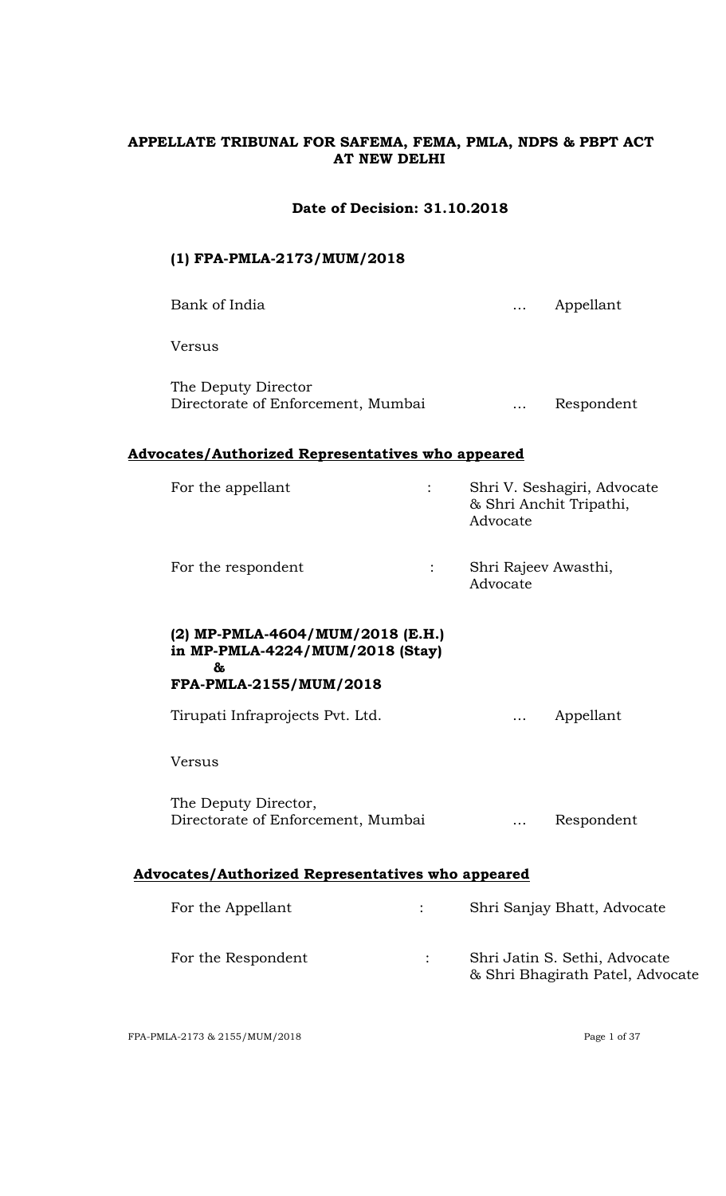**APPELLATE TRIBUNAL FOR SAFEMA, FEMA, PMLA, NDPS & PBPT ACT AT NEW DELHI**

**Date of Decision: 31.10.2018**

**(1) FPA-PMLA-2173/MUM/2018**

| | | |
|---|---|---|
| Bank of India | … | Appellant |
| Versus | | |
| The Deputy Director<br>Directorate of Enforcement, Mumbai | … | Respondent |

**Advocates/Authorized Representatives who appeared**

| | | |
|---|---|---|
| For the appellant | : | Shri V. Seshagiri, Advocate & Shri Anchit Tripathi, Advocate |
| For the respondent | : | Shri Rajeev Awasthi, Advocate |

**(2) MP-PMLA-4604/MUM/2018 (E.H.) in MP-PMLA-4224/MUM/2018 (Stay) & FPA-PMLA-2155/MUM/2018**

| | | |
|---|---|---|
| Tirupati Infraprojects Pvt. Ltd. | … | Appellant |
| Versus | | |
| The Deputy Director,<br>Directorate of Enforcement, Mumbai | … | Respondent |

**Advocates/Authorized Representatives who appeared**

| | | |
|---|---|---|
| For the Appellant | : | Shri Sanjay Bhatt, Advocate |
| For the Respondent | : | Shri Jatin S. Sethi, Advocate & Shri Bhagirath Patel, Advocate |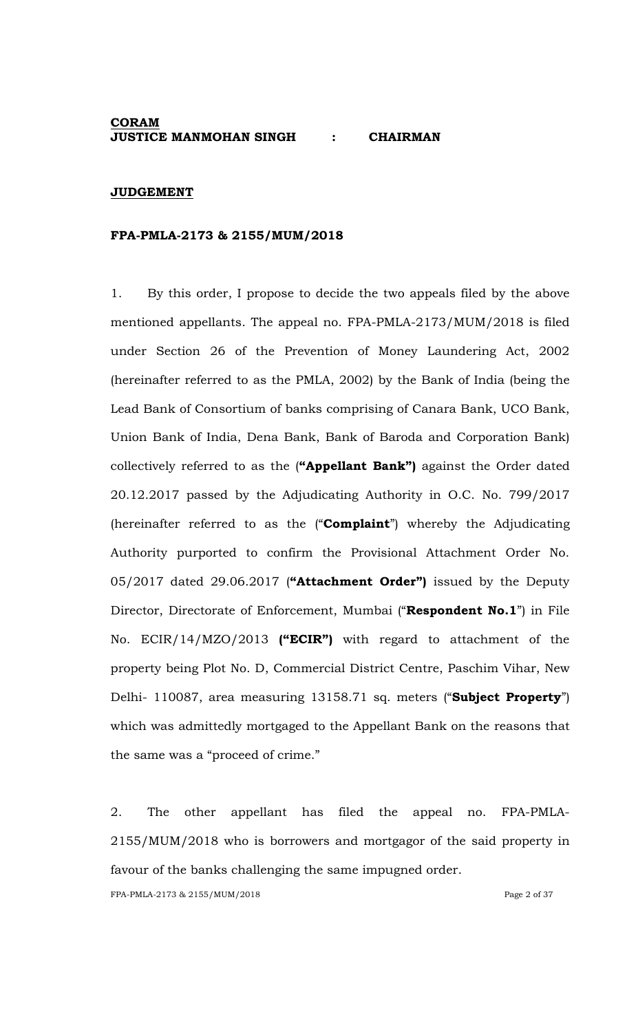**CORAM**
**JUSTICE MANMOHAN SINGH : CHAIRMAN**

**JUDGEMENT**

**FPA-PMLA-2173 & 2155/MUM/2018**

1. By this order, I propose to decide the two appeals filed by the above mentioned appellants. The appeal no. FPA-PMLA-2173/MUM/2018 is filed under Section 26 of the Prevention of Money Laundering Act, 2002 (hereinafter referred to as the PMLA, 2002) by the Bank of India (being the Lead Bank of Consortium of banks comprising of Canara Bank, UCO Bank, Union Bank of India, Dena Bank, Bank of Baroda and Corporation Bank) collectively referred to as the (**"Appellant Bank")** against the Order dated 20.12.2017 passed by the Adjudicating Authority in O.C. No. 799/2017 (hereinafter referred to as the ("**Complaint**") whereby the Adjudicating Authority purported to confirm the Provisional Attachment Order No. 05/2017 dated 29.06.2017 (**"Attachment Order")** issued by the Deputy Director, Directorate of Enforcement, Mumbai ("**Respondent No.1**") in File No. ECIR/14/MZO/2013 **("ECIR")** with regard to attachment of the property being Plot No. D, Commercial District Centre, Paschim Vihar, New Delhi- 110087, area measuring 13158.71 sq. meters ("**Subject Property**") which was admittedly mortgaged to the Appellant Bank on the reasons that the same was a "proceed of crime."

2. The other appellant has filed the appeal no. FPA-PMLA-2155/MUM/2018 who is borrowers and mortgagor of the said property in favour of the banks challenging the same impugned order.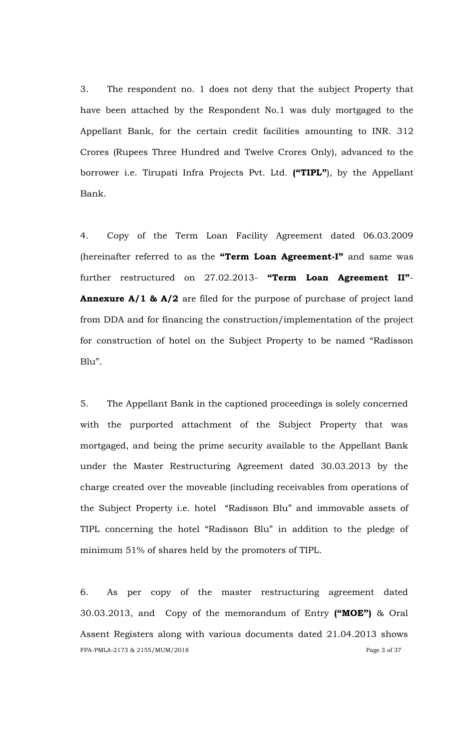3. The respondent no. 1 does not deny that the subject Property that have been attached by the Respondent No.1 was duly mortgaged to the Appellant Bank, for the certain credit facilities amounting to INR. 312 Crores (Rupees Three Hundred and Twelve Crores Only), advanced to the borrower i.e. Tirupati Infra Projects Pvt. Ltd. **("TIPL")**, by the Appellant Bank.

4. Copy of the Term Loan Facility Agreement dated 06.03.2009 (hereinafter referred to as the **"Term Loan Agreement-I"** and same was further restructured on 27.02.2013- **"Term Loan Agreement II"**- **Annexure A/1 & A/2** are filed for the purpose of purchase of project land from DDA and for financing the construction/implementation of the project for construction of hotel on the Subject Property to be named "Radisson Blu".

5. The Appellant Bank in the captioned proceedings is solely concerned with the purported attachment of the Subject Property that was mortgaged, and being the prime security available to the Appellant Bank under the Master Restructuring Agreement dated 30.03.2013 by the charge created over the moveable (including receivables from operations of the Subject Property i.e. hotel "Radisson Blu" and immovable assets of TIPL concerning the hotel "Radisson Blu" in addition to the pledge of minimum 51% of shares held by the promoters of TIPL.

6. As per copy of the master restructuring agreement dated 30.03.2013, and Copy of the memorandum of Entry **("MOE")** & Oral Assent Registers along with various documents dated 21.04.2013 shows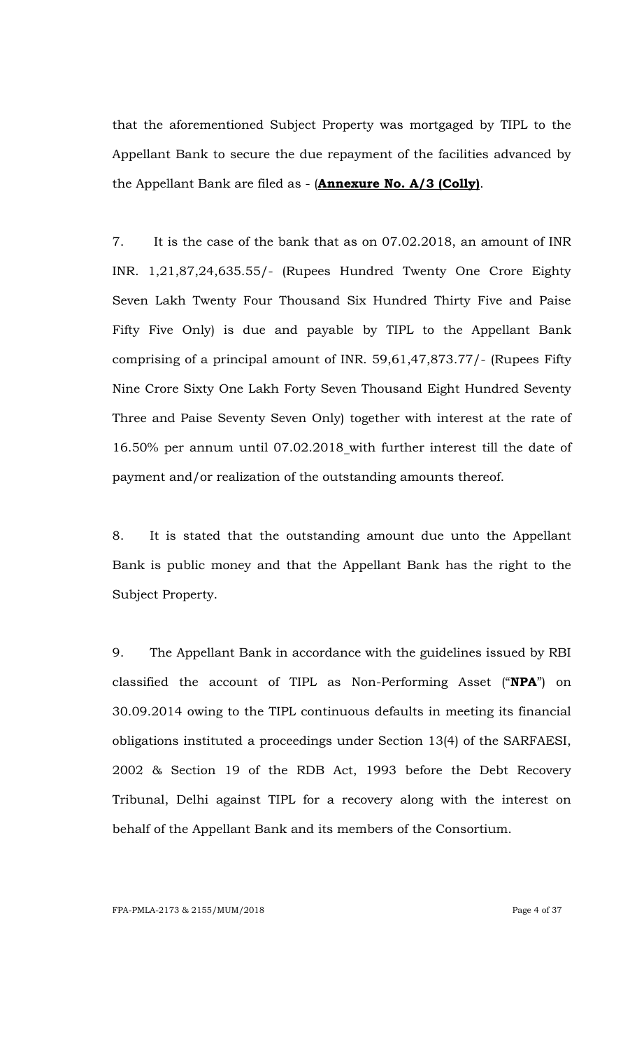that the aforementioned Subject Property was mortgaged by TIPL to the Appellant Bank to secure the due repayment of the facilities advanced by the Appellant Bank are filed as - (**Annexure No. A/3 (Colly)**.

7. It is the case of the bank that as on 07.02.2018, an amount of INR INR. 1,21,87,24,635.55/- (Rupees Hundred Twenty One Crore Eighty Seven Lakh Twenty Four Thousand Six Hundred Thirty Five and Paise Fifty Five Only) is due and payable by TIPL to the Appellant Bank comprising of a principal amount of INR. 59,61,47,873.77/- (Rupees Fifty Nine Crore Sixty One Lakh Forty Seven Thousand Eight Hundred Seventy Three and Paise Seventy Seven Only) together with interest at the rate of 16.50% per annum until 07.02.2018 with further interest till the date of payment and/or realization of the outstanding amounts thereof.

8. It is stated that the outstanding amount due unto the Appellant Bank is public money and that the Appellant Bank has the right to the Subject Property.

9. The Appellant Bank in accordance with the guidelines issued by RBI classified the account of TIPL as Non-Performing Asset ("**NPA**") on 30.09.2014 owing to the TIPL continuous defaults in meeting its financial obligations instituted a proceedings under Section 13(4) of the SARFAESI, 2002 & Section 19 of the RDB Act, 1993 before the Debt Recovery Tribunal, Delhi against TIPL for a recovery along with the interest on behalf of the Appellant Bank and its members of the Consortium.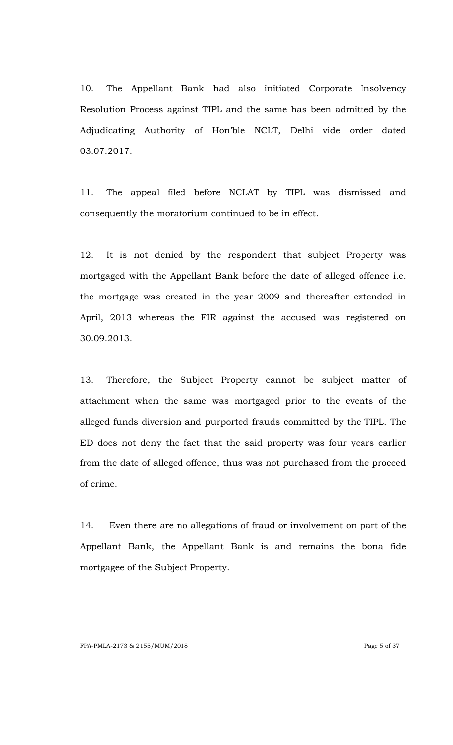10. The Appellant Bank had also initiated Corporate Insolvency Resolution Process against TIPL and the same has been admitted by the Adjudicating Authority of Hon'ble NCLT, Delhi vide order dated 03.07.2017.

11. The appeal filed before NCLAT by TIPL was dismissed and consequently the moratorium continued to be in effect.

12. It is not denied by the respondent that subject Property was mortgaged with the Appellant Bank before the date of alleged offence i.e. the mortgage was created in the year 2009 and thereafter extended in April, 2013 whereas the FIR against the accused was registered on 30.09.2013.

13. Therefore, the Subject Property cannot be subject matter of attachment when the same was mortgaged prior to the events of the alleged funds diversion and purported frauds committed by the TIPL. The ED does not deny the fact that the said property was four years earlier from the date of alleged offence, thus was not purchased from the proceed of crime.

14. Even there are no allegations of fraud or involvement on part of the Appellant Bank, the Appellant Bank is and remains the bona fide mortgagee of the Subject Property.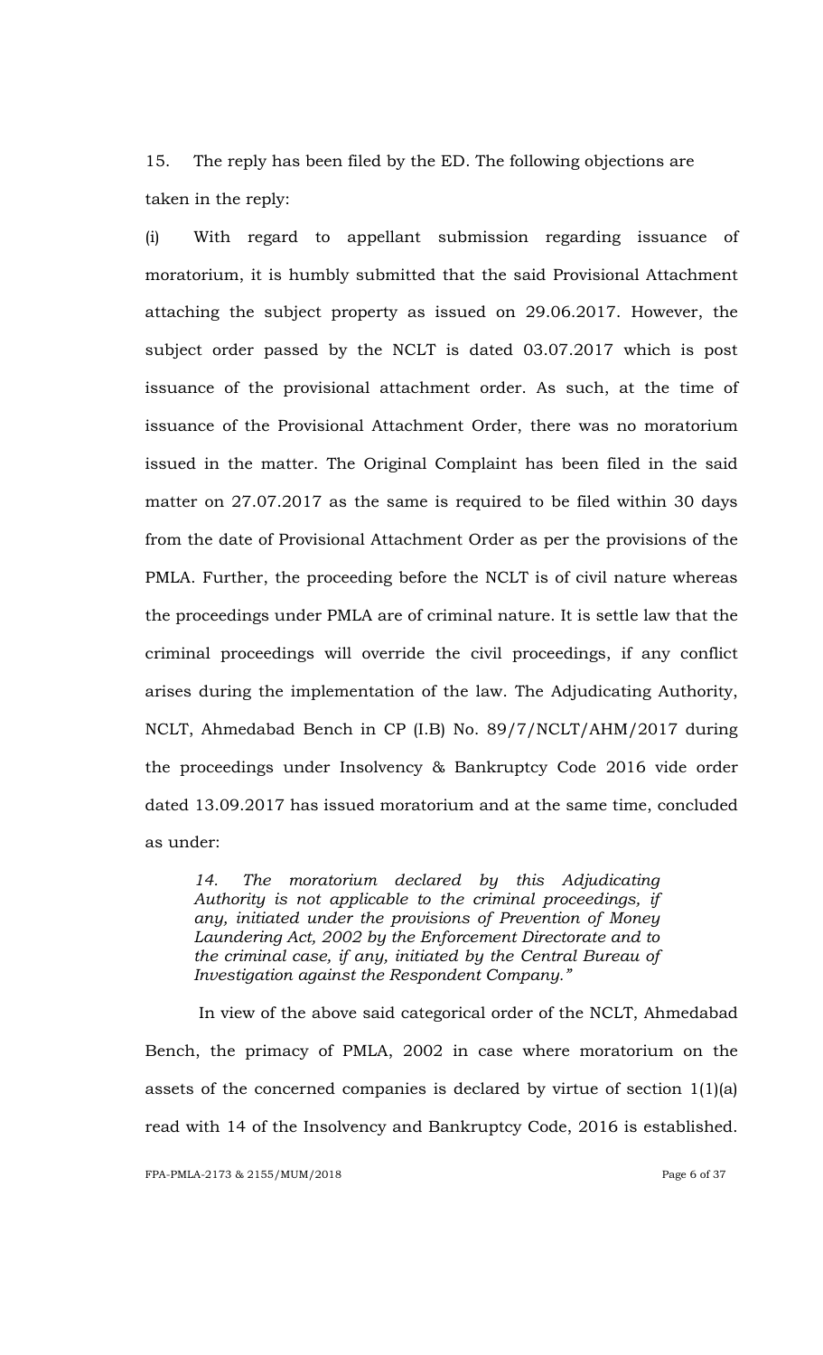15. The reply has been filed by the ED. The following objections are taken in the reply:

(i) With regard to appellant submission regarding issuance of moratorium, it is humbly submitted that the said Provisional Attachment attaching the subject property as issued on 29.06.2017. However, the subject order passed by the NCLT is dated 03.07.2017 which is post issuance of the provisional attachment order. As such, at the time of issuance of the Provisional Attachment Order, there was no moratorium issued in the matter. The Original Complaint has been filed in the said matter on 27.07.2017 as the same is required to be filed within 30 days from the date of Provisional Attachment Order as per the provisions of the PMLA. Further, the proceeding before the NCLT is of civil nature whereas the proceedings under PMLA are of criminal nature. It is settle law that the criminal proceedings will override the civil proceedings, if any conflict arises during the implementation of the law. The Adjudicating Authority, NCLT, Ahmedabad Bench in CP (I.B) No. 89/7/NCLT/AHM/2017 during the proceedings under Insolvency & Bankruptcy Code 2016 vide order dated 13.09.2017 has issued moratorium and at the same time, concluded as under:

> *14. The moratorium declared by this Adjudicating Authority is not applicable to the criminal proceedings, if any, initiated under the provisions of Prevention of Money Laundering Act, 2002 by the Enforcement Directorate and to the criminal case, if any, initiated by the Central Bureau of Investigation against the Respondent Company."*

In view of the above said categorical order of the NCLT, Ahmedabad Bench, the primacy of PMLA, 2002 in case where moratorium on the assets of the concerned companies is declared by virtue of section 1(1)(a) read with 14 of the Insolvency and Bankruptcy Code, 2016 is established.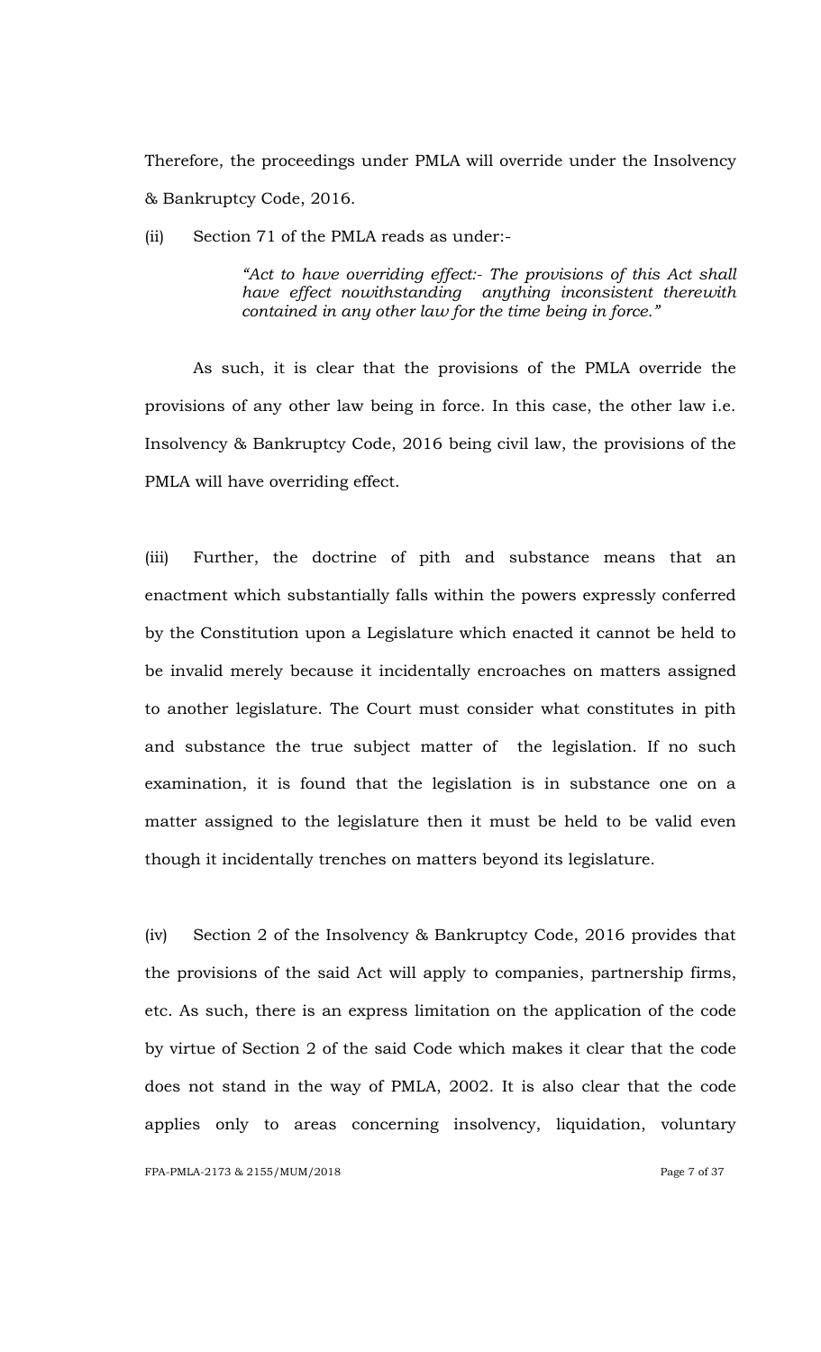Therefore, the proceedings under PMLA will override under the Insolvency & Bankruptcy Code, 2016.

(ii) Section 71 of the PMLA reads as under:-

> *"Act to have overriding effect:- The provisions of this Act shall have effect nowithstanding anything inconsistent therewith contained in any other law for the time being in force."*

As such, it is clear that the provisions of the PMLA override the provisions of any other law being in force. In this case, the other law i.e. Insolvency & Bankruptcy Code, 2016 being civil law, the provisions of the PMLA will have overriding effect.

(iii) Further, the doctrine of pith and substance means that an enactment which substantially falls within the powers expressly conferred by the Constitution upon a Legislature which enacted it cannot be held to be invalid merely because it incidentally encroaches on matters assigned to another legislature. The Court must consider what constitutes in pith and substance the true subject matter of the legislation. If no such examination, it is found that the legislation is in substance one on a matter assigned to the legislature then it must be held to be valid even though it incidentally trenches on matters beyond its legislature.

(iv) Section 2 of the Insolvency & Bankruptcy Code, 2016 provides that the provisions of the said Act will apply to companies, partnership firms, etc. As such, there is an express limitation on the application of the code by virtue of Section 2 of the said Code which makes it clear that the code does not stand in the way of PMLA, 2002. It is also clear that the code applies only to areas concerning insolvency, liquidation, voluntary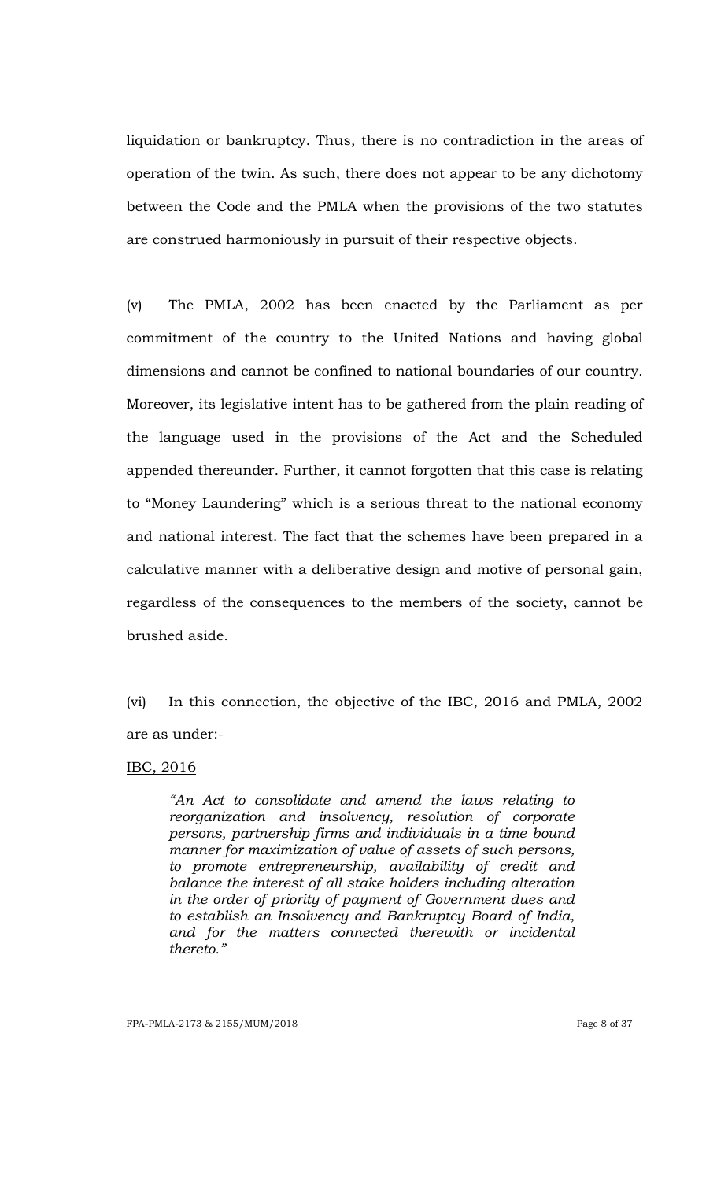liquidation or bankruptcy. Thus, there is no contradiction in the areas of operation of the twin. As such, there does not appear to be any dichotomy between the Code and the PMLA when the provisions of the two statutes are construed harmoniously in pursuit of their respective objects.

(v) The PMLA, 2002 has been enacted by the Parliament as per commitment of the country to the United Nations and having global dimensions and cannot be confined to national boundaries of our country. Moreover, its legislative intent has to be gathered from the plain reading of the language used in the provisions of the Act and the Scheduled appended thereunder. Further, it cannot forgotten that this case is relating to "Money Laundering" which is a serious threat to the national economy and national interest. The fact that the schemes have been prepared in a calculative manner with a deliberative design and motive of personal gain, regardless of the consequences to the members of the society, cannot be brushed aside.

(vi) In this connection, the objective of the IBC, 2016 and PMLA, 2002 are as under:-

<u>IBC, 2016</u>

> *"An Act to consolidate and amend the laws relating to reorganization and insolvency, resolution of corporate persons, partnership firms and individuals in a time bound manner for maximization of value of assets of such persons, to promote entrepreneurship, availability of credit and balance the interest of all stake holders including alteration in the order of priority of payment of Government dues and to establish an Insolvency and Bankruptcy Board of India, and for the matters connected therewith or incidental thereto."*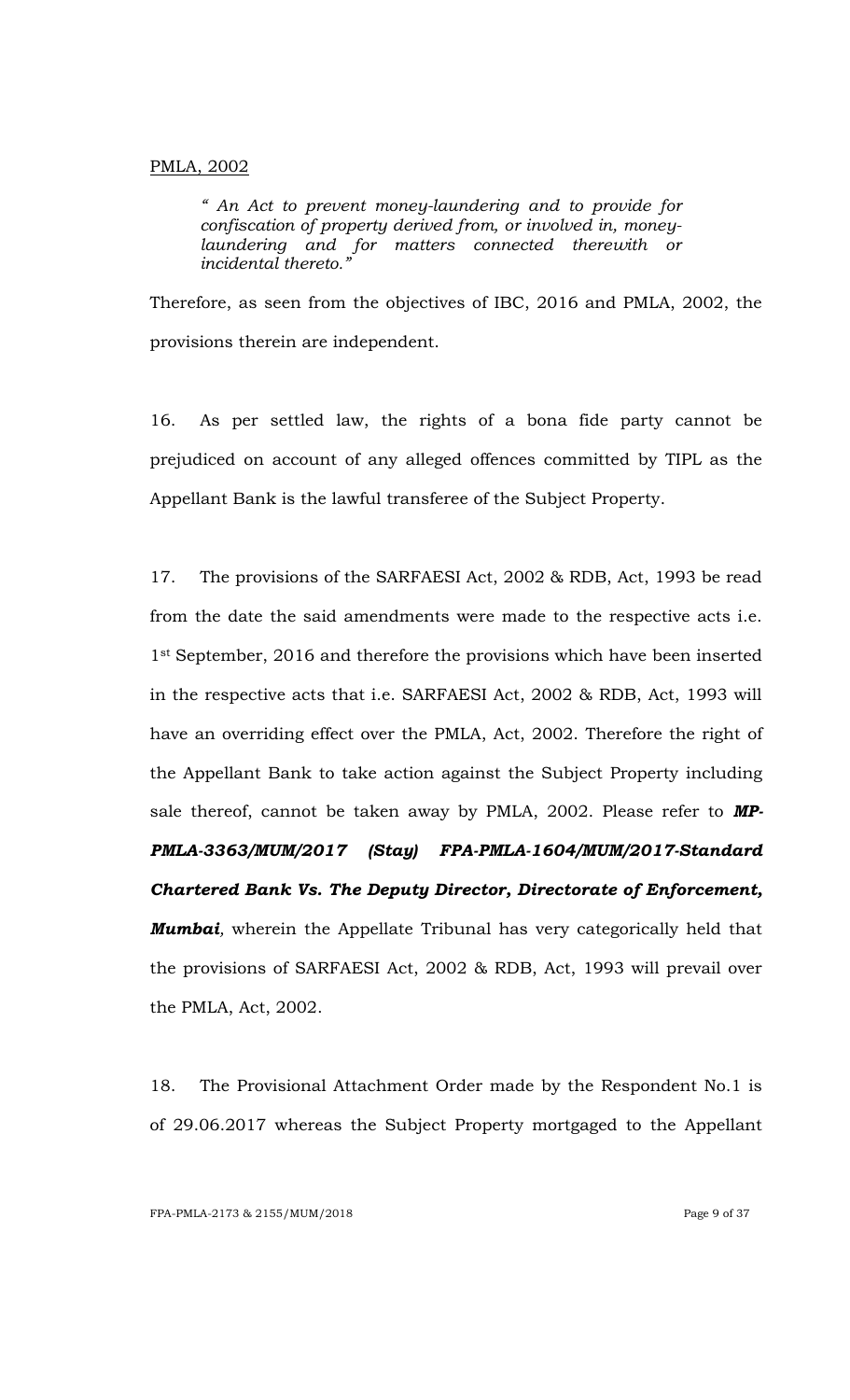<u>PMLA, 2002</u>

> *" An Act to prevent money-laundering and to provide for confiscation of property derived from, or involved in, money-laundering and for matters connected therewith or incidental thereto."*

Therefore, as seen from the objectives of IBC, 2016 and PMLA, 2002, the provisions therein are independent.

16. As per settled law, the rights of a bona fide party cannot be prejudiced on account of any alleged offences committed by TIPL as the Appellant Bank is the lawful transferee of the Subject Property.

17. The provisions of the SARFAESI Act, 2002 & RDB, Act, 1993 be read from the date the said amendments were made to the respective acts i.e. 1st September, 2016 and therefore the provisions which have been inserted in the respective acts that i.e. SARFAESI Act, 2002 & RDB, Act, 1993 will have an overriding effect over the PMLA, Act, 2002. Therefore the right of the Appellant Bank to take action against the Subject Property including sale thereof, cannot be taken away by PMLA, 2002. Please refer to ***MP-PMLA-3363/MUM/2017 (Stay) FPA-PMLA-1604/MUM/2017-Standard Chartered Bank Vs. The Deputy Director, Directorate of Enforcement, Mumbai***, wherein the Appellate Tribunal has very categorically held that the provisions of SARFAESI Act, 2002 & RDB, Act, 1993 will prevail over the PMLA, Act, 2002.

18. The Provisional Attachment Order made by the Respondent No.1 is of 29.06.2017 whereas the Subject Property mortgaged to the Appellant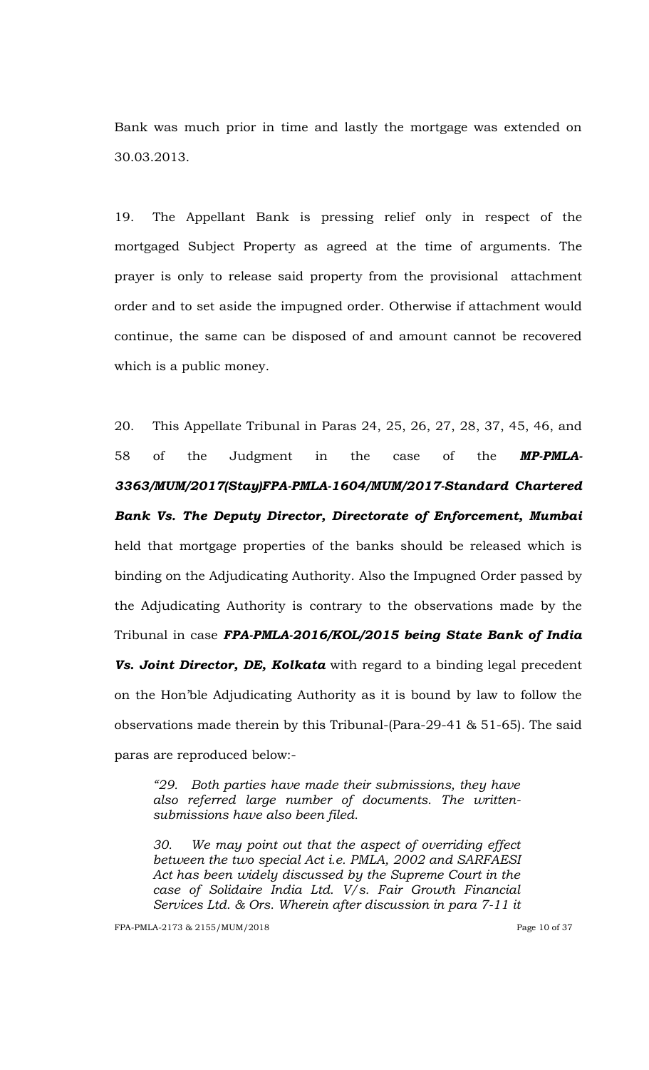Bank was much prior in time and lastly the mortgage was extended on 30.03.2013.

19. The Appellant Bank is pressing relief only in respect of the mortgaged Subject Property as agreed at the time of arguments. The prayer is only to release said property from the provisional attachment order and to set aside the impugned order. Otherwise if attachment would continue, the same can be disposed of and amount cannot be recovered which is a public money.

20. This Appellate Tribunal in Paras 24, 25, 26, 27, 28, 37, 45, 46, and 58 of the Judgment in the case of the ***MP-PMLA-3363/MUM/2017(Stay)FPA-PMLA-1604/MUM/2017-Standard Chartered Bank Vs. The Deputy Director, Directorate of Enforcement, Mumbai*** held that mortgage properties of the banks should be released which is binding on the Adjudicating Authority. Also the Impugned Order passed by the Adjudicating Authority is contrary to the observations made by the Tribunal in case ***FPA-PMLA-2016/KOL/2015 being State Bank of India Vs. Joint Director, DE, Kolkata*** with regard to a binding legal precedent on the Hon'ble Adjudicating Authority as it is bound by law to follow the observations made therein by this Tribunal-(Para-29-41 & 51-65). The said paras are reproduced below:-

> *"29. Both parties have made their submissions, they have also referred large number of documents. The written-submissions have also been filed.*
>
> *30. We may point out that the aspect of overriding effect between the two special Act i.e. PMLA, 2002 and SARFAESI Act has been widely discussed by the Supreme Court in the case of Solidaire India Ltd. V/s. Fair Growth Financial Services Ltd. & Ors. Wherein after discussion in para 7-11 it*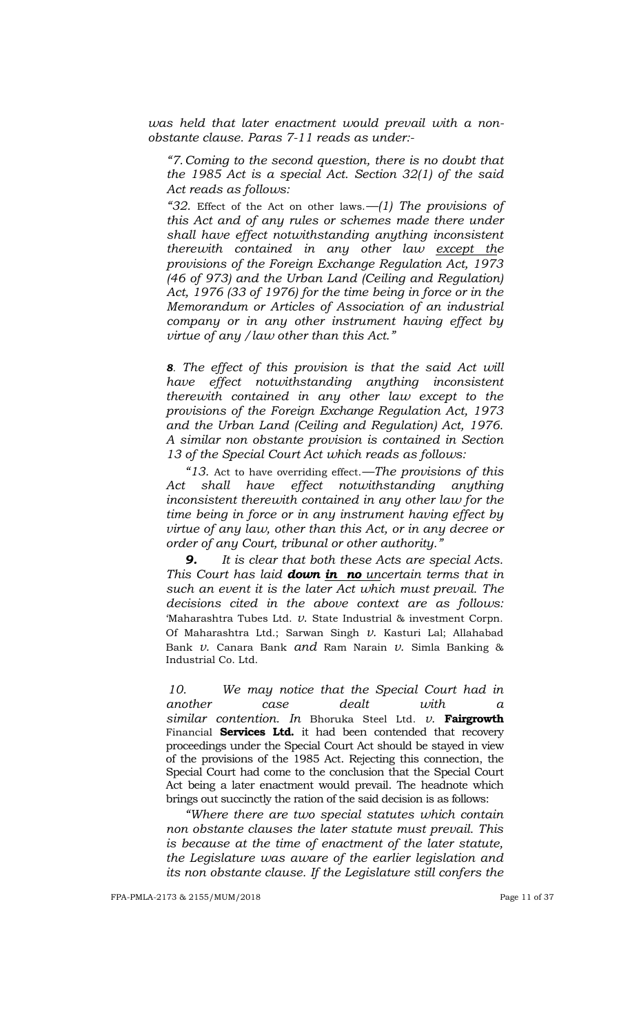*was held that later enactment would prevail with a non-obstante clause. Paras 7-11 reads as under:-*

> *"7. Coming to the second question, there is no doubt that the 1985 Act is a special Act. Section 32(1) of the said Act reads as follows:*
>
> *"32.* Effect of the Act on other laws.—*(1) The provisions of this Act and of any rules or schemes made there under shall have effect notwithstanding anything inconsistent therewith contained in any other law <u>except the</u> provisions of the Foreign Exchange Regulation Act, 1973 (46 of 973) and the Urban Land (Ceiling and Regulation) Act, 1976 (33 of 1976) for the time being in force or in the Memorandum or Articles of Association of an industrial company or in any other instrument having effect by virtue of any /law other than this Act."*
>
> ***8**. The effect of this provision is that the said Act will have effect notwithstanding anything inconsistent therewith contained in any other law except to the provisions of the Foreign Exchange Regulation Act, 1973 and the Urban Land (Ceiling and Regulation) Act, 1976. A similar non obstante provision is contained in Section 13 of the Special Court Act which reads as follows:*
>
> *"13.* Act to have overriding effect.—*The provisions of this Act shall have effect notwithstanding anything inconsistent therewith contained in any other law for the time being in force or in any instrument having effect by virtue of any law, other than this Act, or in any decree or order of any Court, tribunal or other authority."*
>
> ***9.** It is clear that both these Acts are special Acts. This Court has laid **down <u>in no</u>** <u>un</u>certain terms that in such an event it is the later Act which must prevail. The decisions cited in the above context are as follows:* 'Maharashtra Tubes Ltd. *v.* State Industrial & investment Corpn. Of Maharashtra Ltd.; Sarwan Singh *v.* Kasturi Lal; Allahabad Bank *v.* Canara Bank *and* Ram Narain *v.* Simla Banking & Industrial Co. Ltd.
>
> *10. We may notice that the Special Court had in another case dealt with a similar contention. In* Bhoruka Steel Ltd. *v.* **Fairgrowth** Financial **Services Ltd.** it had been contended that recovery proceedings under the Special Court Act should be stayed in view of the provisions of the 1985 Act. Rejecting this connection, the Special Court had come to the conclusion that the Special Court Act being a later enactment would prevail. The headnote which brings out succinctly the ration of the said decision is as follows:
>
> *"Where there are two special statutes which contain non obstante clauses the later statute must prevail. This is because at the time of enactment of the later statute, the Legislature was aware of the earlier legislation and its non obstante clause. If the Legislature still confers the*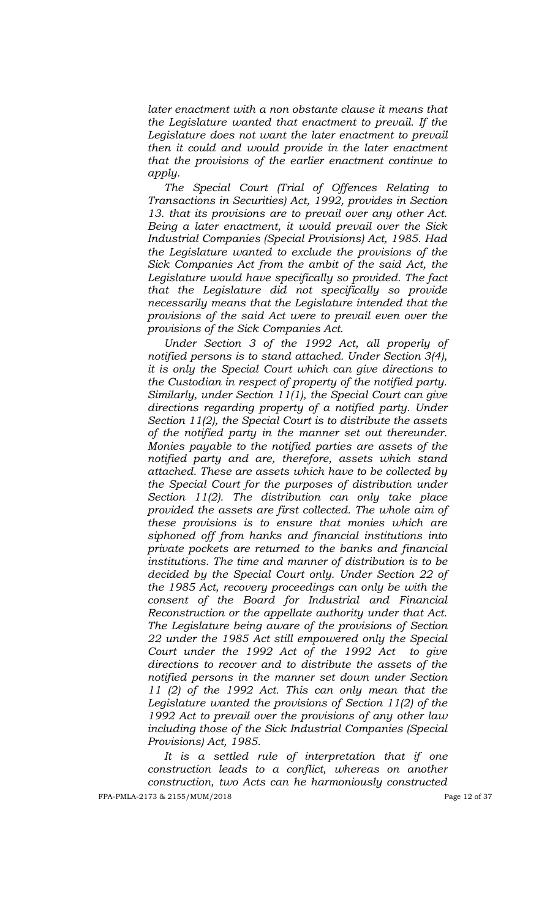*later enactment with a non obstante clause it means that the Legislature wanted that enactment to prevail. If the Legislature does not want the later enactment to prevail then it could and would provide in the later enactment that the provisions of the earlier enactment continue to apply.*

*The Special Court (Trial of Offences Relating to Transactions in Securities) Act, 1992, provides in Section 13. that its provisions are to prevail over any other Act. Being a later enactment, it would prevail over the Sick Industrial Companies (Special Provisions) Act, 1985. Had the Legislature wanted to exclude the provisions of the Sick Companies Act from the ambit of the said Act, the Legislature would have specifically so provided. The fact that the Legislature did not specifically so provide necessarily means that the Legislature intended that the provisions of the said Act were to prevail even over the provisions of the Sick Companies Act.*

*Under Section 3 of the 1992 Act, all properly of notified persons is to stand attached. Under Section 3(4), it is only the Special Court which can give directions to the Custodian in respect of property of the notified party. Similarly, under Section 11(1), the Special Court can give directions regarding property of a notified party. Under Section 11(2), the Special Court is to distribute the assets of the notified party in the manner set out thereunder. Monies payable to the notified parties are assets of the notified party and are, therefore, assets which stand attached. These are assets which have to be collected by the Special Court for the purposes of distribution under Section 11(2). The distribution can only take place provided the assets are first collected. The whole aim of these provisions is to ensure that monies which are siphoned off from hanks and financial institutions into private pockets are returned to the banks and financial institutions. The time and manner of distribution is to be decided by the Special Court only. Under Section 22 of the 1985 Act, recovery proceedings can only be with the consent of the Board for Industrial and Financial Reconstruction or the appellate authority under that Act. The Legislature being aware of the provisions of Section 22 under the 1985 Act still empowered only the Special Court under the 1992 Act of the 1992 Act to give directions to recover and to distribute the assets of the notified persons in the manner set down under Section 11 (2) of the 1992 Act. This can only mean that the Legislature wanted the provisions of Section 11(2) of the 1992 Act to prevail over the provisions of any other law including those of the Sick Industrial Companies (Special Provisions) Act, 1985.*

*It is a settled rule of interpretation that if one construction leads to a conflict, whereas on another construction, two Acts can he harmoniously constructed*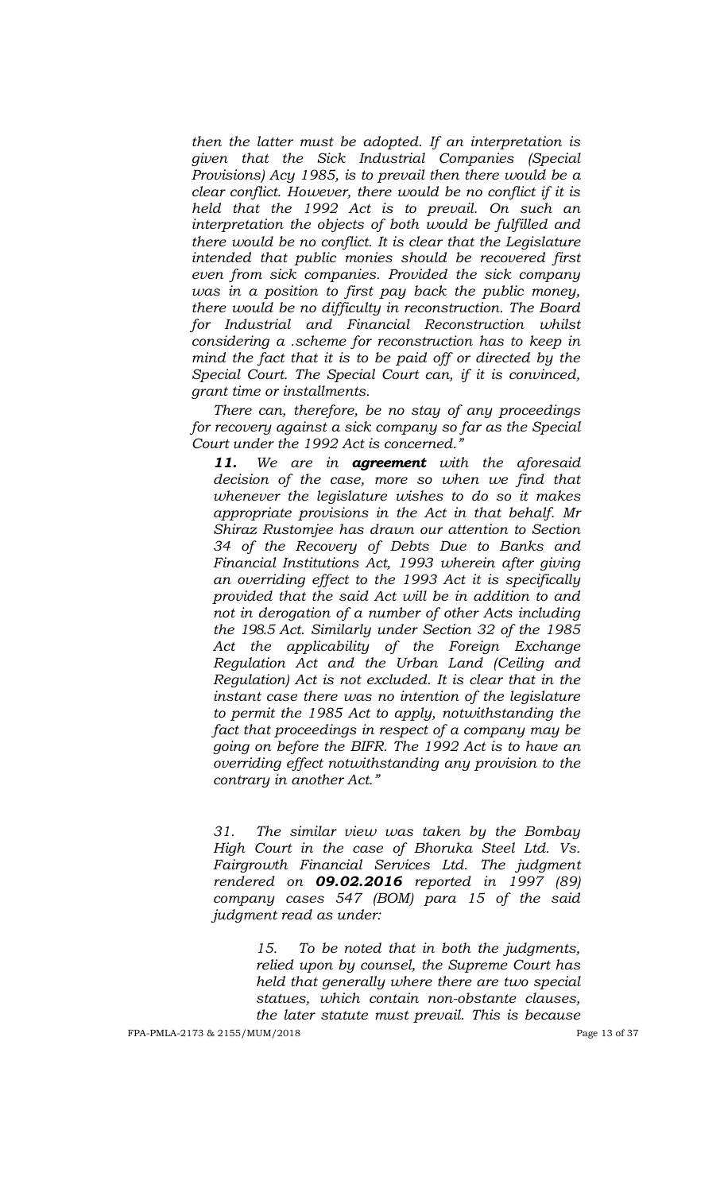*then the latter must be adopted. If an interpretation is given that the Sick Industrial Companies (Special Provisions) Acy 1985, is to prevail then there would be a clear conflict. However, there would be no conflict if it is held that the 1992 Act is to prevail. On such an interpretation the objects of both would be fulfilled and there would be no conflict. It is clear that the Legislature intended that public monies should be recovered first even from sick companies. Provided the sick company was in a position to first pay back the public money, there would be no difficulty in reconstruction. The Board for Industrial and Financial Reconstruction whilst considering a .scheme for reconstruction has to keep in mind the fact that it is to be paid off or directed by the Special Court. The Special Court can, if it is convinced, grant time or installments.*

*There can, therefore, be no stay of any proceedings for recovery against a sick company so far as the Special Court under the 1992 Act is concerned."*

***11.*** *We are in* ***agreement*** *with the aforesaid decision of the case, more so when we find that whenever the legislature wishes to do so it makes appropriate provisions in the Act in that behalf. Mr Shiraz Rustomjee has drawn our attention to Section 34 of the Recovery of Debts Due to Banks and Financial Institutions Act, 1993 wherein after giving an overriding effect to the 1993 Act it is specifically provided that the said Act will be in addition to and not in derogation of a number of other Acts including the 198.5 Act. Similarly under Section 32 of the 1985 Act the applicability of the Foreign Exchange Regulation Act and the Urban Land (Ceiling and Regulation) Act is not excluded. It is clear that in the instant case there was no intention of the legislature to permit the 1985 Act to apply, notwithstanding the fact that proceedings in respect of a company may be going on before the BIFR. The 1992 Act is to have an overriding effect notwithstanding any provision to the contrary in another Act."*

*31. The similar view was taken by the Bombay High Court in the case of Bhoruka Steel Ltd. Vs. Fairgrowth Financial Services Ltd. The judgment rendered on* ***09.02.2016*** *reported in 1997 (89) company cases 547 (BOM) para 15 of the said judgment read as under:*

> *15. To be noted that in both the judgments, relied upon by counsel, the Supreme Court has held that generally where there are two special statues, which contain non-obstante clauses, the later statute must prevail. This is because*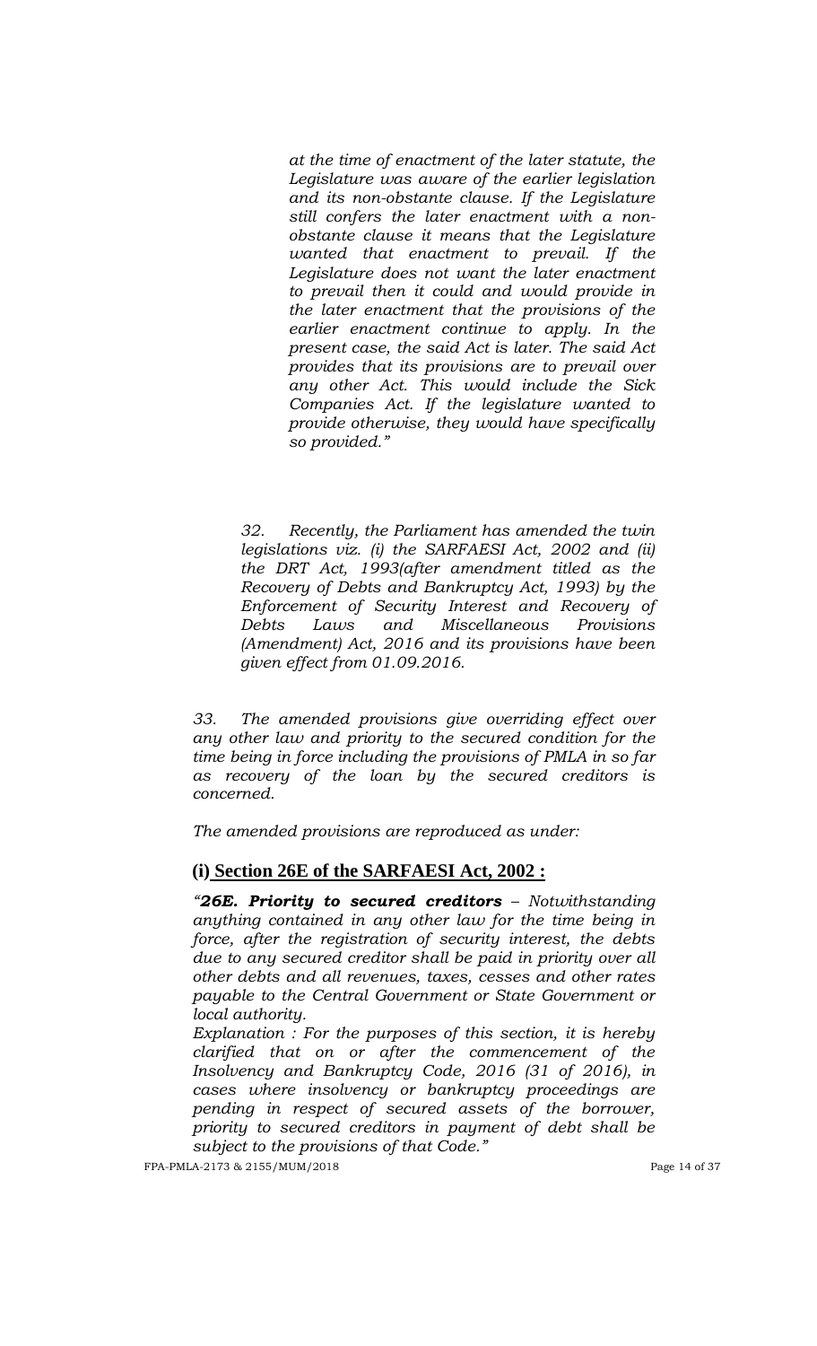*at the time of enactment of the later statute, the Legislature was aware of the earlier legislation and its non-obstante clause. If the Legislature still confers the later enactment with a non-obstante clause it means that the Legislature wanted that enactment to prevail. If the Legislature does not want the later enactment to prevail then it could and would provide in the later enactment that the provisions of the earlier enactment continue to apply. In the present case, the said Act is later. The said Act provides that its provisions are to prevail over any other Act. This would include the Sick Companies Act. If the legislature wanted to provide otherwise, they would have specifically so provided."*

*32. Recently, the Parliament has amended the twin legislations viz. (i) the SARFAESI Act, 2002 and (ii) the DRT Act, 1993(after amendment titled as the Recovery of Debts and Bankruptcy Act, 1993) by the Enforcement of Security Interest and Recovery of Debts Laws and Miscellaneous Provisions (Amendment) Act, 2016 and its provisions have been given effect from 01.09.2016.*

*33. The amended provisions give overriding effect over any other law and priority to the secured condition for the time being in force including the provisions of PMLA in so far as recovery of the loan by the secured creditors is concerned.*

*The amended provisions are reproduced as under:*

**(i) Section 26E of the SARFAESI Act, 2002 :**

*"**26E. Priority to secured creditors** – Notwithstanding anything contained in any other law for the time being in force, after the registration of security interest, the debts due to any secured creditor shall be paid in priority over all other debts and all revenues, taxes, cesses and other rates payable to the Central Government or State Government or local authority.*

*Explanation : For the purposes of this section, it is hereby clarified that on or after the commencement of the Insolvency and Bankruptcy Code, 2016 (31 of 2016), in cases where insolvency or bankruptcy proceedings are pending in respect of secured assets of the borrower, priority to secured creditors in payment of debt shall be subject to the provisions of that Code."*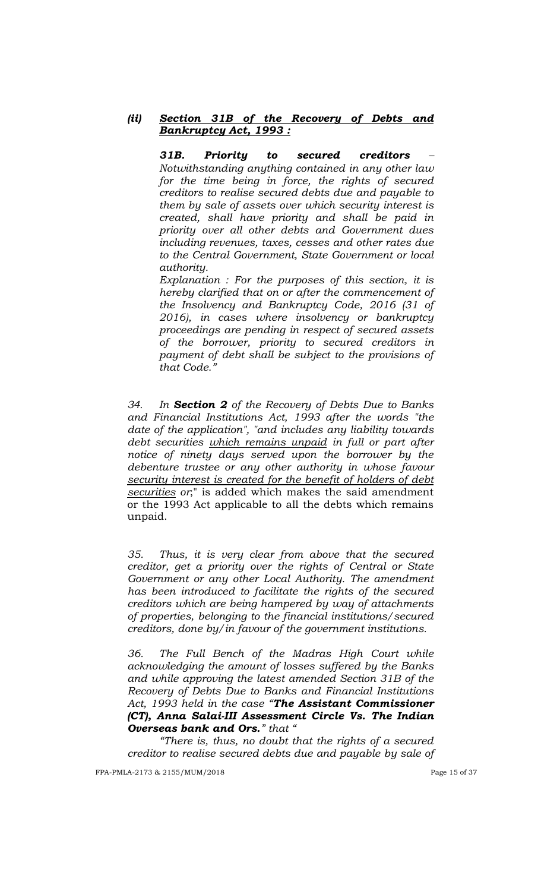***(ii) <u>Section 31B of the Recovery of Debts and Bankruptcy Act, 1993 :</u>***

> ***31B. Priority to secured creditors*** *– Notwithstanding anything contained in any other law for the time being in force, the rights of secured creditors to realise secured debts due and payable to them by sale of assets over which security interest is created, shall have priority and shall be paid in priority over all other debts and Government dues including revenues, taxes, cesses and other rates due to the Central Government, State Government or local authority.*
>
> *Explanation : For the purposes of this section, it is hereby clarified that on or after the commencement of the Insolvency and Bankruptcy Code, 2016 (31 of 2016), in cases where insolvency or bankruptcy proceedings are pending in respect of secured assets of the borrower, priority to secured creditors in payment of debt shall be subject to the provisions of that Code."*

*34. In **Section 2** of the Recovery of Debts Due to Banks and Financial Institutions Act, 1993 after the words "the date of the application", "and includes any liability towards debt securities <u>which remains unpaid</u> in full or part after notice of ninety days served upon the borrower by the debenture trustee or any other authority in whose favour <u>security interest is created for the benefit of holders of debt securities</u> or*;" is added which makes the said amendment or the 1993 Act applicable to all the debts which remains unpaid.

*35. Thus, it is very clear from above that the secured creditor, get a priority over the rights of Central or State Government or any other Local Authority. The amendment has been introduced to facilitate the rights of the secured creditors which are being hampered by way of attachments of properties, belonging to the financial institutions/secured creditors, done by/in favour of the government institutions.*

*36. The Full Bench of the Madras High Court while acknowledging the amount of losses suffered by the Banks and while approving the latest amended Section 31B of the Recovery of Debts Due to Banks and Financial Institutions Act, 1993 held in the case "**The Assistant Commissioner (CT), Anna Salai-III Assessment Circle Vs. The Indian Overseas bank and Ors.**" that "*

*"There is, thus, no doubt that the rights of a secured creditor to realise secured debts due and payable by sale of*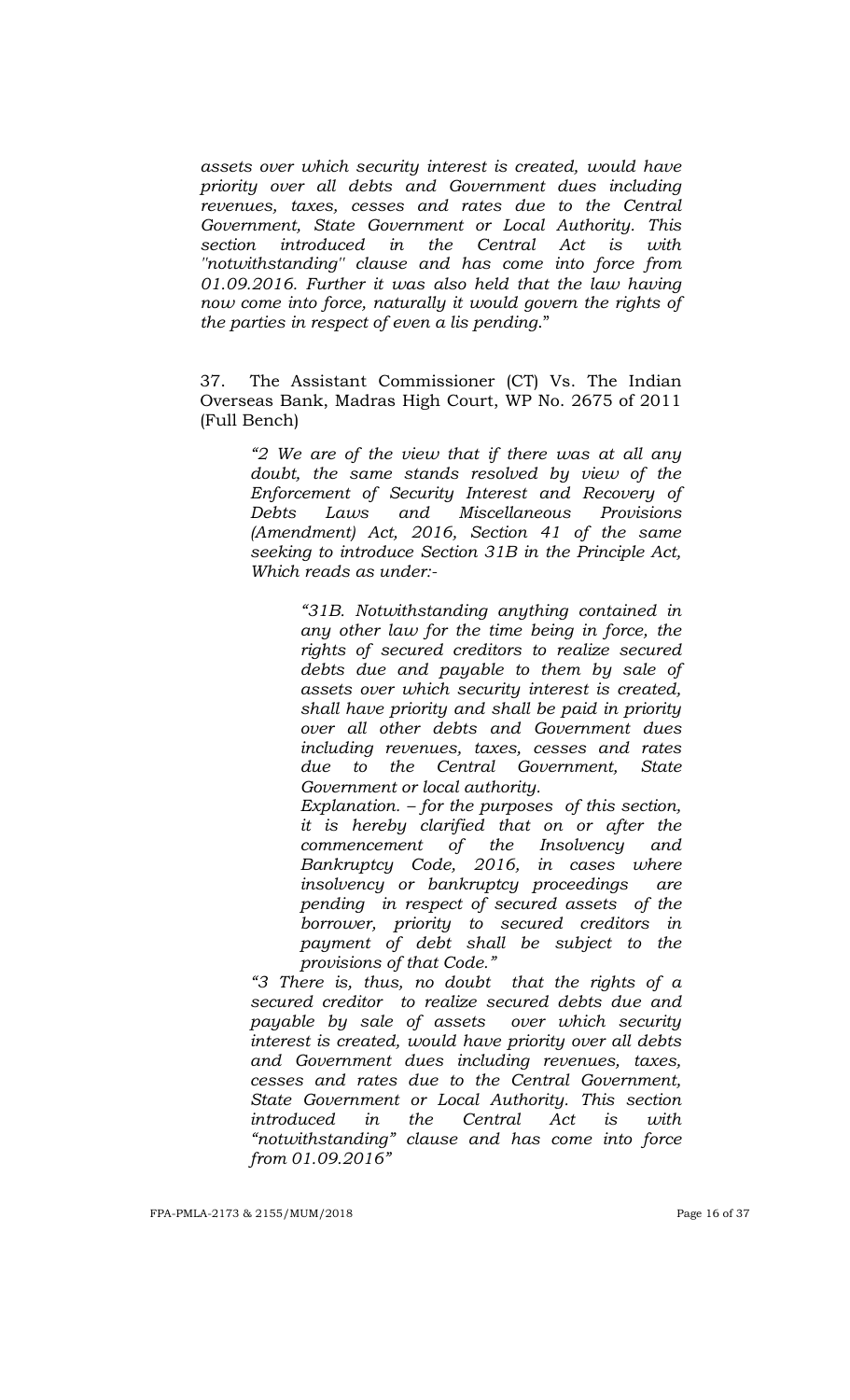*assets over which security interest is created, would have priority over all debts and Government dues including revenues, taxes, cesses and rates due to the Central Government, State Government or Local Authority. This section introduced in the Central Act is with ''notwithstanding'' clause and has come into force from 01.09.2016. Further it was also held that the law having now come into force, naturally it would govern the rights of the parties in respect of even a lis pending.*"

37. The Assistant Commissioner (CT) Vs. The Indian Overseas Bank, Madras High Court, WP No. 2675 of 2011 (Full Bench)

> *"2 We are of the view that if there was at all any doubt, the same stands resolved by view of the Enforcement of Security Interest and Recovery of Debts Laws and Miscellaneous Provisions (Amendment) Act, 2016, Section 41 of the same seeking to introduce Section 31B in the Principle Act, Which reads as under:-*
>
> > *"31B. Notwithstanding anything contained in any other law for the time being in force, the rights of secured creditors to realize secured debts due and payable to them by sale of assets over which security interest is created, shall have priority and shall be paid in priority over all other debts and Government dues including revenues, taxes, cesses and rates due to the Central Government, State Government or local authority.*
> >
> > *Explanation. – for the purposes of this section, it is hereby clarified that on or after the commencement of the Insolvency and Bankruptcy Code, 2016, in cases where insolvency or bankruptcy proceedings are pending in respect of secured assets of the borrower, priority to secured creditors in payment of debt shall be subject to the provisions of that Code."*
>
> *"3 There is, thus, no doubt that the rights of a secured creditor to realize secured debts due and payable by sale of assets over which security interest is created, would have priority over all debts and Government dues including revenues, taxes, cesses and rates due to the Central Government, State Government or Local Authority. This section introduced in the Central Act is with "notwithstanding" clause and has come into force from 01.09.2016"*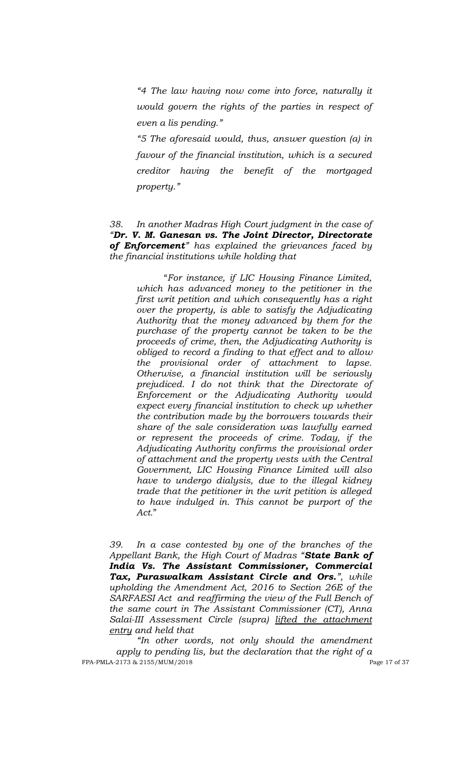*"4 The law having now come into force, naturally it would govern the rights of the parties in respect of even a lis pending."*

*"5 The aforesaid would, thus, answer question (a) in favour of the financial institution, which is a secured creditor having the benefit of the mortgaged property."*

*38. In another Madras High Court judgment in the case of "**Dr. V. M. Ganesan vs. The Joint Director, Directorate of Enforcement**" has explained the grievances faced by the financial institutions while holding that*

> "*For instance, if LIC Housing Finance Limited, which has advanced money to the petitioner in the first writ petition and which consequently has a right over the property, is able to satisfy the Adjudicating Authority that the money advanced by them for the purchase of the property cannot be taken to be the proceeds of crime, then, the Adjudicating Authority is obliged to record a finding to that effect and to allow the provisional order of attachment to lapse. Otherwise, a financial institution will be seriously prejudiced. I do not think that the Directorate of Enforcement or the Adjudicating Authority would expect every financial institution to check up whether the contribution made by the borrowers towards their share of the sale consideration was lawfully earned or represent the proceeds of crime. Today, if the Adjudicating Authority confirms the provisional order of attachment and the property vests with the Central Government, LIC Housing Finance Limited will also have to undergo dialysis, due to the illegal kidney trade that the petitioner in the writ petition is alleged to have indulged in. This cannot be purport of the Act.*"

*39. In a case contested by one of the branches of the Appellant Bank, the High Court of Madras "**State Bank of India Vs. The Assistant Commissioner, Commercial Tax, Puraswalkam Assistant Circle and Ors.**", while upholding the Amendment Act, 2016 to Section 26E of the SARFAESI Act and reaffirming the view of the Full Bench of the same court in The Assistant Commissioner (CT), Anna Salai-III Assessment Circle (supra) <u>lifted the attachment entry</u> and held that*

*"In other words, not only should the amendment apply to pending lis, but the declaration that the right of a*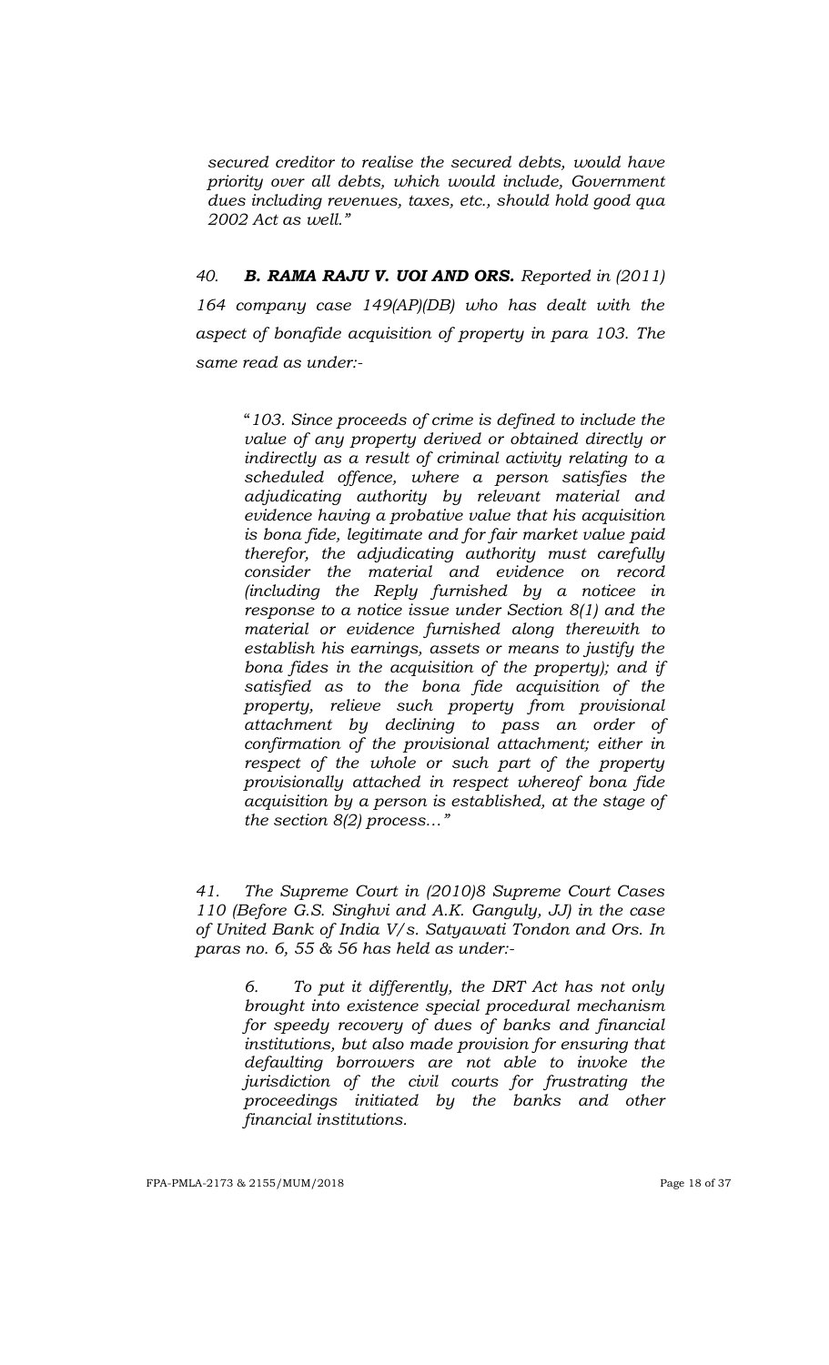*secured creditor to realise the secured debts, would have priority over all debts, which would include, Government dues including revenues, taxes, etc., should hold good qua 2002 Act as well."*

*40.* ***B. RAMA RAJU V. UOI AND ORS.*** *Reported in (2011) 164 company case 149(AP)(DB) who has dealt with the aspect of bonafide acquisition of property in para 103. The same read as under:-*

> *"103. Since proceeds of crime is defined to include the value of any property derived or obtained directly or indirectly as a result of criminal activity relating to a scheduled offence, where a person satisfies the adjudicating authority by relevant material and evidence having a probative value that his acquisition is bona fide, legitimate and for fair market value paid therefor, the adjudicating authority must carefully consider the material and evidence on record (including the Reply furnished by a noticee in response to a notice issue under Section 8(1) and the material or evidence furnished along therewith to establish his earnings, assets or means to justify the bona fides in the acquisition of the property); and if satisfied as to the bona fide acquisition of the property, relieve such property from provisional attachment by declining to pass an order of confirmation of the provisional attachment; either in respect of the whole or such part of the property provisionally attached in respect whereof bona fide acquisition by a person is established, at the stage of the section 8(2) process…"*

*41. The Supreme Court in (2010)8 Supreme Court Cases 110 (Before G.S. Singhvi and A.K. Ganguly, JJ) in the case of United Bank of India V/s. Satyawati Tondon and Ors. In paras no. 6, 55 & 56 has held as under:-*

> *6. To put it differently, the DRT Act has not only brought into existence special procedural mechanism for speedy recovery of dues of banks and financial institutions, but also made provision for ensuring that defaulting borrowers are not able to invoke the jurisdiction of the civil courts for frustrating the proceedings initiated by the banks and other financial institutions.*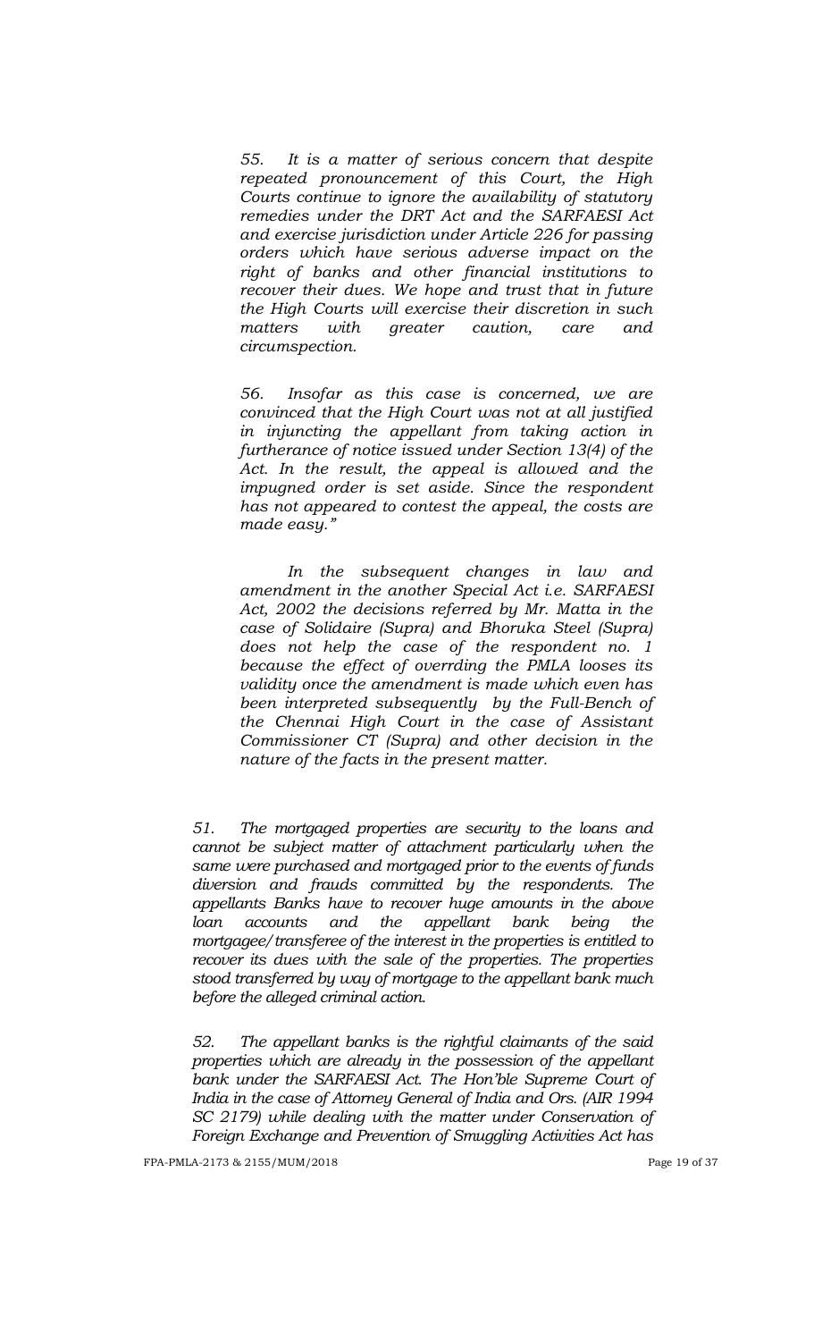*55. It is a matter of serious concern that despite repeated pronouncement of this Court, the High Courts continue to ignore the availability of statutory remedies under the DRT Act and the SARFAESI Act and exercise jurisdiction under Article 226 for passing orders which have serious adverse impact on the right of banks and other financial institutions to recover their dues. We hope and trust that in future the High Courts will exercise their discretion in such matters with greater caution, care and circumspection.*

*56. Insofar as this case is concerned, we are convinced that the High Court was not at all justified in injuncting the appellant from taking action in furtherance of notice issued under Section 13(4) of the Act. In the result, the appeal is allowed and the impugned order is set aside. Since the respondent has not appeared to contest the appeal, the costs are made easy."*

*In the subsequent changes in law and amendment in the another Special Act i.e. SARFAESI Act, 2002 the decisions referred by Mr. Matta in the case of Solidaire (Supra) and Bhoruka Steel (Supra) does not help the case of the respondent no. 1 because the effect of overrding the PMLA looses its validity once the amendment is made which even has been interpreted subsequently by the Full-Bench of the Chennai High Court in the case of Assistant Commissioner CT (Supra) and other decision in the nature of the facts in the present matter.*

*51. The mortgaged properties are security to the loans and cannot be subject matter of attachment particularly when the same were purchased and mortgaged prior to the events of funds diversion and frauds committed by the respondents. The appellants Banks have to recover huge amounts in the above loan accounts and the appellant bank being the mortgagee/transferee of the interest in the properties is entitled to recover its dues with the sale of the properties. The properties stood transferred by way of mortgage to the appellant bank much before the alleged criminal action.*

*52. The appellant banks is the rightful claimants of the said properties which are already in the possession of the appellant bank under the SARFAESI Act. The Hon'ble Supreme Court of India in the case of Attorney General of India and Ors. (AIR 1994 SC 2179) while dealing with the matter under Conservation of Foreign Exchange and Prevention of Smuggling Activities Act has*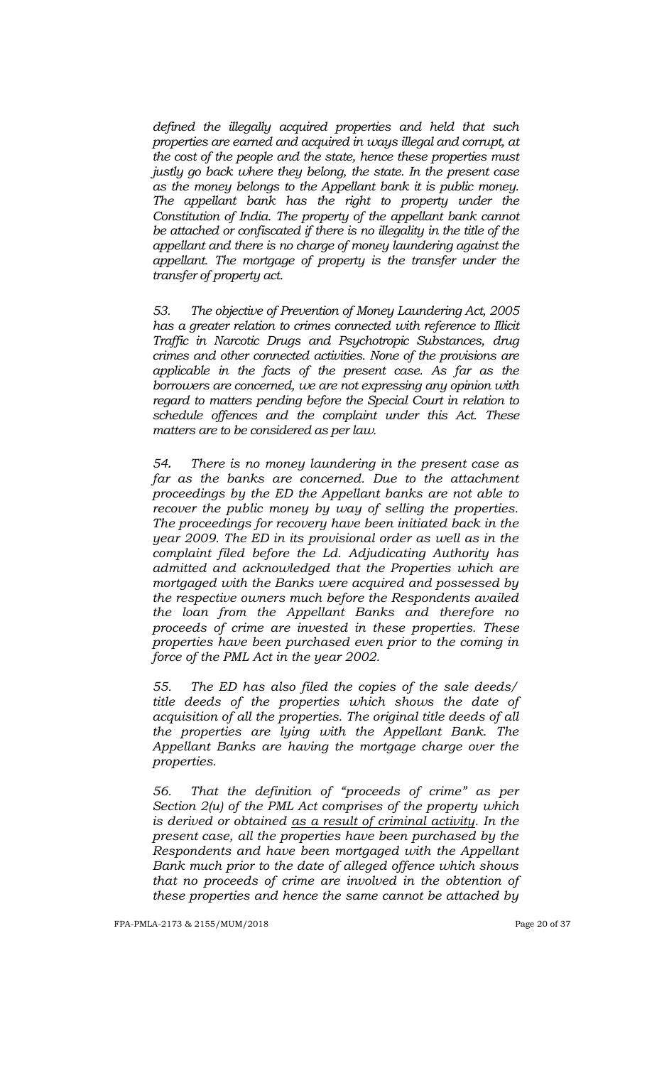*defined the illegally acquired properties and held that such properties are earned and acquired in ways illegal and corrupt, at the cost of the people and the state, hence these properties must justly go back where they belong, the state. In the present case as the money belongs to the Appellant bank it is public money. The appellant bank has the right to property under the Constitution of India. The property of the appellant bank cannot be attached or confiscated if there is no illegality in the title of the appellant and there is no charge of money laundering against the appellant. The mortgage of property is the transfer under the transfer of property act.*

*53. The objective of Prevention of Money Laundering Act, 2005 has a greater relation to crimes connected with reference to Illicit Traffic in Narcotic Drugs and Psychotropic Substances, drug crimes and other connected activities. None of the provisions are applicable in the facts of the present case. As far as the borrowers are concerned, we are not expressing any opinion with regard to matters pending before the Special Court in relation to schedule offences and the complaint under this Act. These matters are to be considered as per law.*

*54. There is no money laundering in the present case as far as the banks are concerned. Due to the attachment proceedings by the ED the Appellant banks are not able to recover the public money by way of selling the properties. The proceedings for recovery have been initiated back in the year 2009. The ED in its provisional order as well as in the complaint filed before the Ld. Adjudicating Authority has admitted and acknowledged that the Properties which are mortgaged with the Banks were acquired and possessed by the respective owners much before the Respondents availed the loan from the Appellant Banks and therefore no proceeds of crime are invested in these properties. These properties have been purchased even prior to the coming in force of the PML Act in the year 2002.*

*55. The ED has also filed the copies of the sale deeds/ title deeds of the properties which shows the date of acquisition of all the properties. The original title deeds of all the properties are lying with the Appellant Bank. The Appellant Banks are having the mortgage charge over the properties.*

*56. That the definition of "proceeds of crime" as per Section 2(u) of the PML Act comprises of the property which is derived or obtained <u>as a result of criminal activity</u>. In the present case, all the properties have been purchased by the Respondents and have been mortgaged with the Appellant Bank much prior to the date of alleged offence which shows that no proceeds of crime are involved in the obtention of these properties and hence the same cannot be attached by*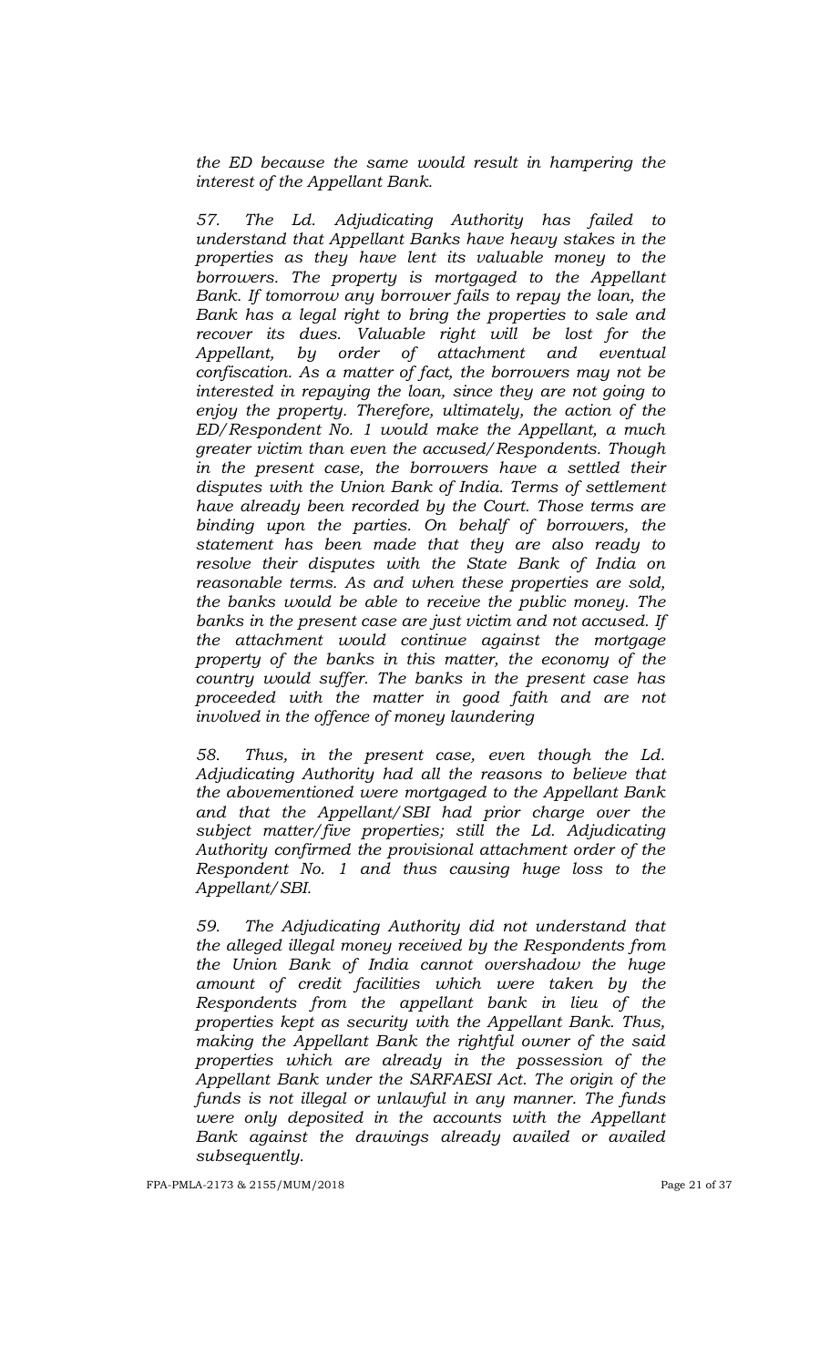*the ED because the same would result in hampering the interest of the Appellant Bank.*

*57. The Ld. Adjudicating Authority has failed to understand that Appellant Banks have heavy stakes in the properties as they have lent its valuable money to the borrowers. The property is mortgaged to the Appellant Bank. If tomorrow any borrower fails to repay the loan, the Bank has a legal right to bring the properties to sale and recover its dues. Valuable right will be lost for the Appellant, by order of attachment and eventual confiscation. As a matter of fact, the borrowers may not be interested in repaying the loan, since they are not going to enjoy the property. Therefore, ultimately, the action of the ED/Respondent No. 1 would make the Appellant, a much greater victim than even the accused/Respondents. Though in the present case, the borrowers have a settled their disputes with the Union Bank of India. Terms of settlement have already been recorded by the Court. Those terms are binding upon the parties. On behalf of borrowers, the statement has been made that they are also ready to resolve their disputes with the State Bank of India on reasonable terms. As and when these properties are sold, the banks would be able to receive the public money. The banks in the present case are just victim and not accused. If the attachment would continue against the mortgage property of the banks in this matter, the economy of the country would suffer. The banks in the present case has proceeded with the matter in good faith and are not involved in the offence of money laundering*

*58. Thus, in the present case, even though the Ld. Adjudicating Authority had all the reasons to believe that the abovementioned were mortgaged to the Appellant Bank and that the Appellant/SBI had prior charge over the subject matter/five properties; still the Ld. Adjudicating Authority confirmed the provisional attachment order of the Respondent No. 1 and thus causing huge loss to the Appellant/SBI.*

*59. The Adjudicating Authority did not understand that the alleged illegal money received by the Respondents from the Union Bank of India cannot overshadow the huge amount of credit facilities which were taken by the Respondents from the appellant bank in lieu of the properties kept as security with the Appellant Bank. Thus, making the Appellant Bank the rightful owner of the said properties which are already in the possession of the Appellant Bank under the SARFAESI Act. The origin of the funds is not illegal or unlawful in any manner. The funds were only deposited in the accounts with the Appellant Bank against the drawings already availed or availed subsequently.*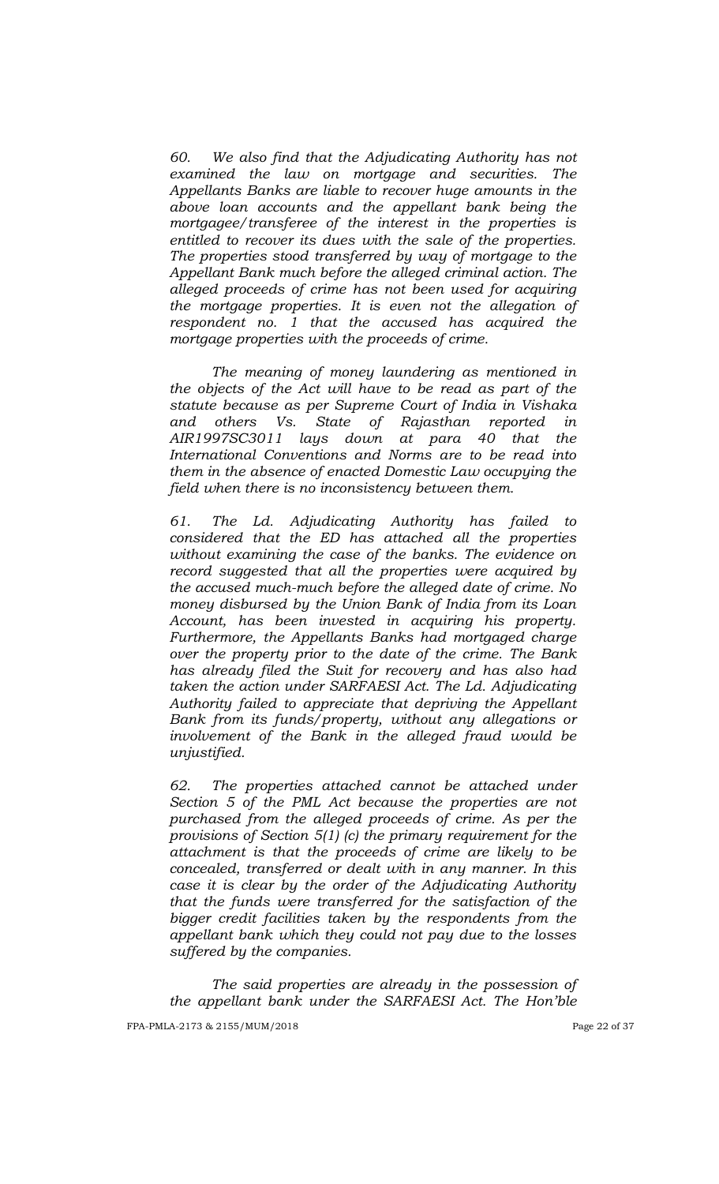*60. We also find that the Adjudicating Authority has not examined the law on mortgage and securities. The Appellants Banks are liable to recover huge amounts in the above loan accounts and the appellant bank being the mortgagee/transferee of the interest in the properties is entitled to recover its dues with the sale of the properties. The properties stood transferred by way of mortgage to the Appellant Bank much before the alleged criminal action. The alleged proceeds of crime has not been used for acquiring the mortgage properties. It is even not the allegation of respondent no. 1 that the accused has acquired the mortgage properties with the proceeds of crime.*

*The meaning of money laundering as mentioned in the objects of the Act will have to be read as part of the statute because as per Supreme Court of India in Vishaka and others Vs. State of Rajasthan reported in AIR1997SC3011 lays down at para 40 that the International Conventions and Norms are to be read into them in the absence of enacted Domestic Law occupying the field when there is no inconsistency between them.*

*61. The Ld. Adjudicating Authority has failed to considered that the ED has attached all the properties without examining the case of the banks. The evidence on record suggested that all the properties were acquired by the accused much-much before the alleged date of crime. No money disbursed by the Union Bank of India from its Loan Account, has been invested in acquiring his property. Furthermore, the Appellants Banks had mortgaged charge over the property prior to the date of the crime. The Bank has already filed the Suit for recovery and has also had taken the action under SARFAESI Act. The Ld. Adjudicating Authority failed to appreciate that depriving the Appellant Bank from its funds/property, without any allegations or involvement of the Bank in the alleged fraud would be unjustified.*

*62. The properties attached cannot be attached under Section 5 of the PML Act because the properties are not purchased from the alleged proceeds of crime. As per the provisions of Section 5(1) (c) the primary requirement for the attachment is that the proceeds of crime are likely to be concealed, transferred or dealt with in any manner. In this case it is clear by the order of the Adjudicating Authority that the funds were transferred for the satisfaction of the bigger credit facilities taken by the respondents from the appellant bank which they could not pay due to the losses suffered by the companies.*

*The said properties are already in the possession of the appellant bank under the SARFAESI Act. The Hon'ble*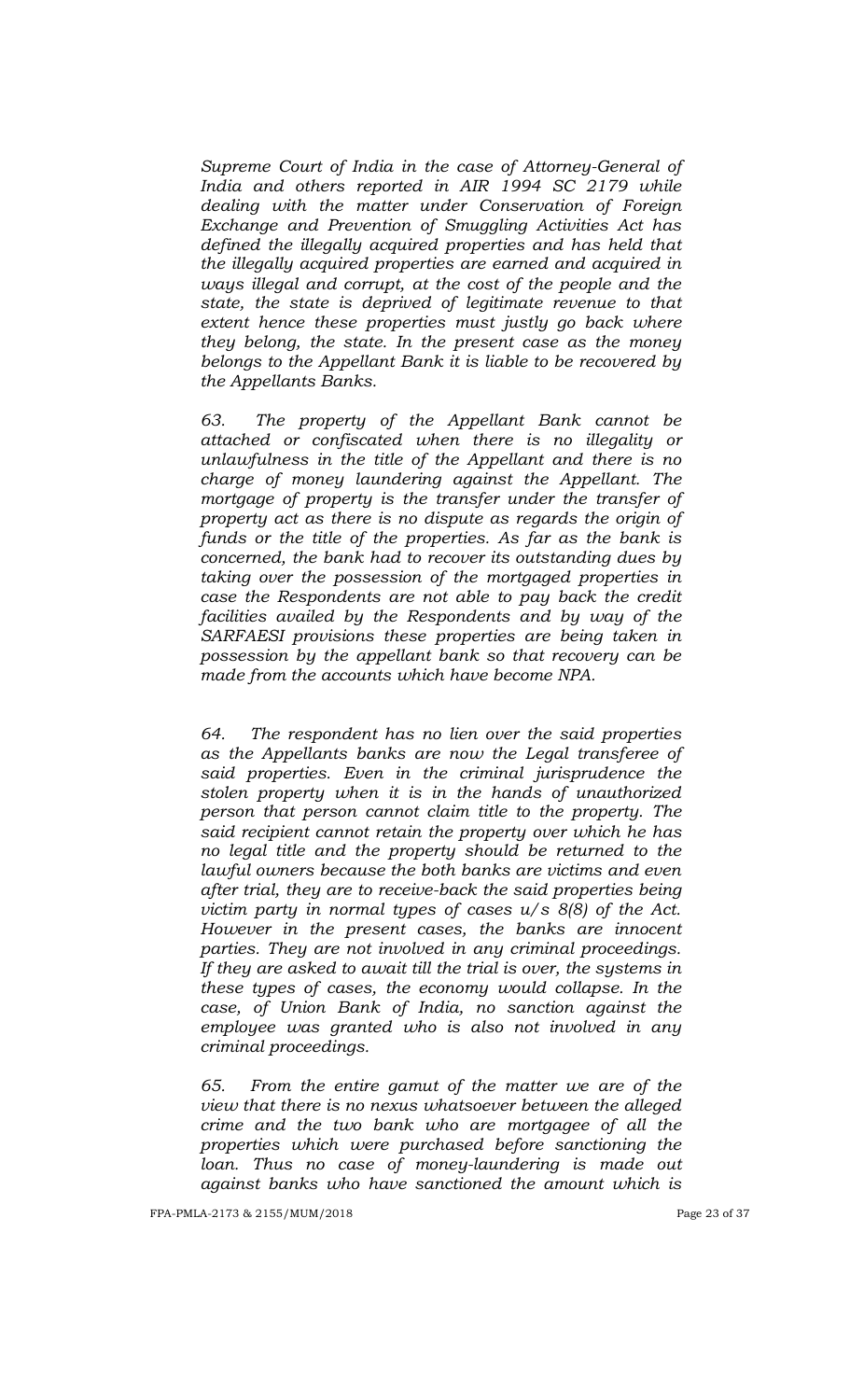*Supreme Court of India in the case of Attorney-General of India and others reported in AIR 1994 SC 2179 while dealing with the matter under Conservation of Foreign Exchange and Prevention of Smuggling Activities Act has defined the illegally acquired properties and has held that the illegally acquired properties are earned and acquired in ways illegal and corrupt, at the cost of the people and the state, the state is deprived of legitimate revenue to that extent hence these properties must justly go back where they belong, the state. In the present case as the money belongs to the Appellant Bank it is liable to be recovered by the Appellants Banks.*

*63. The property of the Appellant Bank cannot be attached or confiscated when there is no illegality or unlawfulness in the title of the Appellant and there is no charge of money laundering against the Appellant. The mortgage of property is the transfer under the transfer of property act as there is no dispute as regards the origin of funds or the title of the properties. As far as the bank is concerned, the bank had to recover its outstanding dues by taking over the possession of the mortgaged properties in case the Respondents are not able to pay back the credit facilities availed by the Respondents and by way of the SARFAESI provisions these properties are being taken in possession by the appellant bank so that recovery can be made from the accounts which have become NPA.*

*64. The respondent has no lien over the said properties as the Appellants banks are now the Legal transferee of said properties. Even in the criminal jurisprudence the stolen property when it is in the hands of unauthorized person that person cannot claim title to the property. The said recipient cannot retain the property over which he has no legal title and the property should be returned to the lawful owners because the both banks are victims and even after trial, they are to receive-back the said properties being victim party in normal types of cases u/s 8(8) of the Act. However in the present cases, the banks are innocent parties. They are not involved in any criminal proceedings. If they are asked to await till the trial is over, the systems in these types of cases, the economy would collapse. In the case, of Union Bank of India, no sanction against the employee was granted who is also not involved in any criminal proceedings.*

*65. From the entire gamut of the matter we are of the view that there is no nexus whatsoever between the alleged crime and the two bank who are mortgagee of all the properties which were purchased before sanctioning the loan. Thus no case of money-laundering is made out against banks who have sanctioned the amount which is*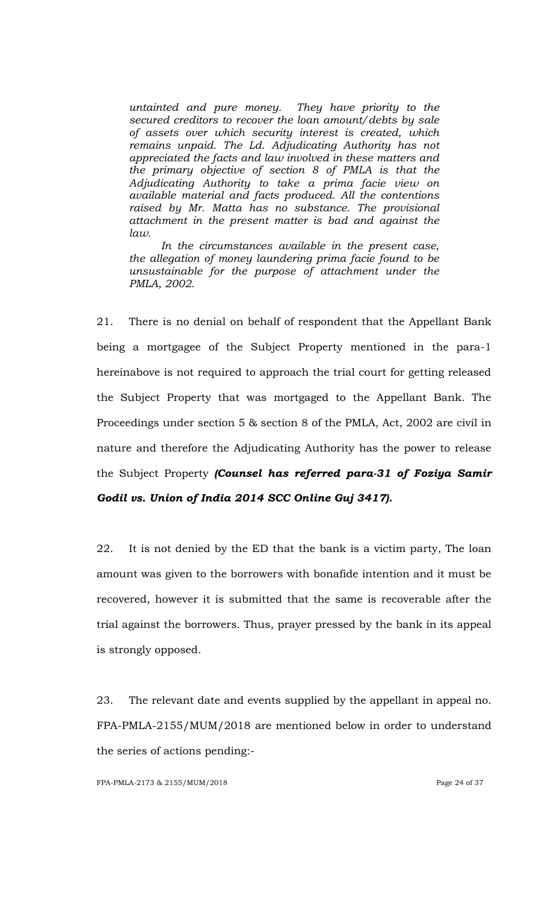*untainted and pure money. They have priority to the secured creditors to recover the loan amount/debts by sale of assets over which security interest is created, which remains unpaid. The Ld. Adjudicating Authority has not appreciated the facts and law involved in these matters and the primary objective of section 8 of PMLA is that the Adjudicating Authority to take a prima facie view on available material and facts produced. All the contentions raised by Mr. Matta has no substance. The provisional attachment in the present matter is bad and against the law.*

*In the circumstances available in the present case, the allegation of money laundering prima facie found to be unsustainable for the purpose of attachment under the PMLA, 2002.*

21. There is no denial on behalf of respondent that the Appellant Bank being a mortgagee of the Subject Property mentioned in the para-1 hereinabove is not required to approach the trial court for getting released the Subject Property that was mortgaged to the Appellant Bank. The Proceedings under section 5 & section 8 of the PMLA, Act, 2002 are civil in nature and therefore the Adjudicating Authority has the power to release the Subject Property ***(Counsel has referred para-31 of Foziya Samir Godil vs. Union of India 2014 SCC Online Guj 3417).***

22. It is not denied by the ED that the bank is a victim party, The loan amount was given to the borrowers with bonafide intention and it must be recovered, however it is submitted that the same is recoverable after the trial against the borrowers. Thus, prayer pressed by the bank in its appeal is strongly opposed.

23. The relevant date and events supplied by the appellant in appeal no. FPA-PMLA-2155/MUM/2018 are mentioned below in order to understand the series of actions pending:-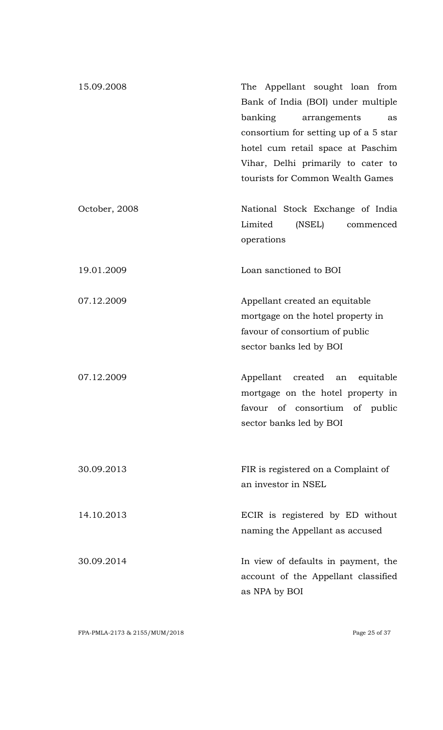| | |
|---|---|
| 15.09.2008 | The Appellant sought loan from Bank of India (BOI) under multiple banking arrangements as consortium for setting up of a 5 star hotel cum retail space at Paschim Vihar, Delhi primarily to cater to tourists for Common Wealth Games |
| October, 2008 | National Stock Exchange of India Limited (NSEL) commenced operations |
| 19.01.2009 | Loan sanctioned to BOI |
| 07.12.2009 | Appellant created an equitable mortgage on the hotel property in favour of consortium of public sector banks led by BOI |
| 07.12.2009 | Appellant created an equitable mortgage on the hotel property in favour of consortium of public sector banks led by BOI |
| 30.09.2013 | FIR is registered on a Complaint of an investor in NSEL |
| 14.10.2013 | ECIR is registered by ED without naming the Appellant as accused |
| 30.09.2014 | In view of defaults in payment, the account of the Appellant classified as NPA by BOI |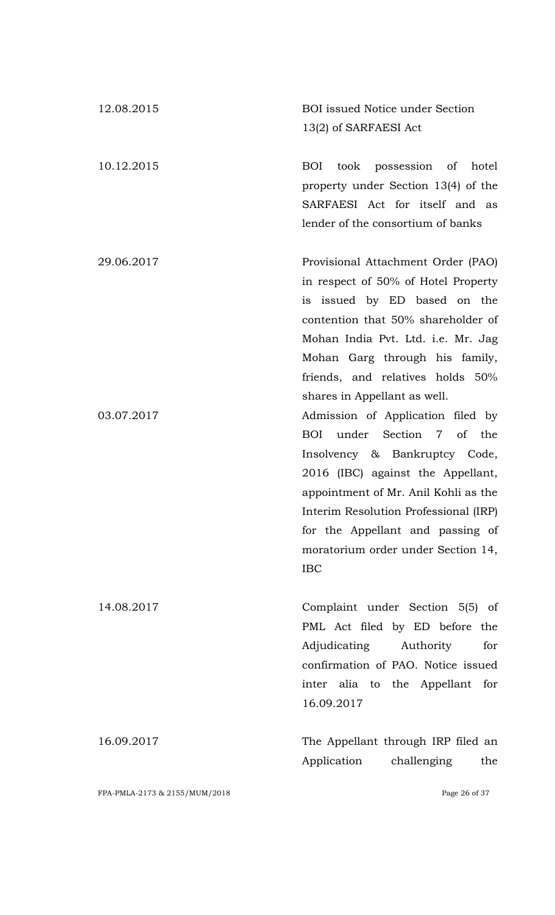| | |
|---|---|
| 12.08.2015 | BOI issued Notice under Section 13(2) of SARFAESI Act |
| 10.12.2015 | BOI took possession of hotel property under Section 13(4) of the SARFAESI Act for itself and as lender of the consortium of banks |
| 29.06.2017 | Provisional Attachment Order (PAO) in respect of 50% of Hotel Property is issued by ED based on the contention that 50% shareholder of Mohan India Pvt. Ltd. i.e. Mr. Jag Mohan Garg through his family, friends, and relatives holds 50% shares in Appellant as well. |
| 03.07.2017 | Admission of Application filed by BOI under Section 7 of the Insolvency & Bankruptcy Code, 2016 (IBC) against the Appellant, appointment of Mr. Anil Kohli as the Interim Resolution Professional (IRP) for the Appellant and passing of moratorium order under Section 14, IBC |
| 14.08.2017 | Complaint under Section 5(5) of PML Act filed by ED before the Adjudicating Authority for confirmation of PAO. Notice issued inter alia to the Appellant for 16.09.2017 |
| 16.09.2017 | The Appellant through IRP filed an Application challenging the |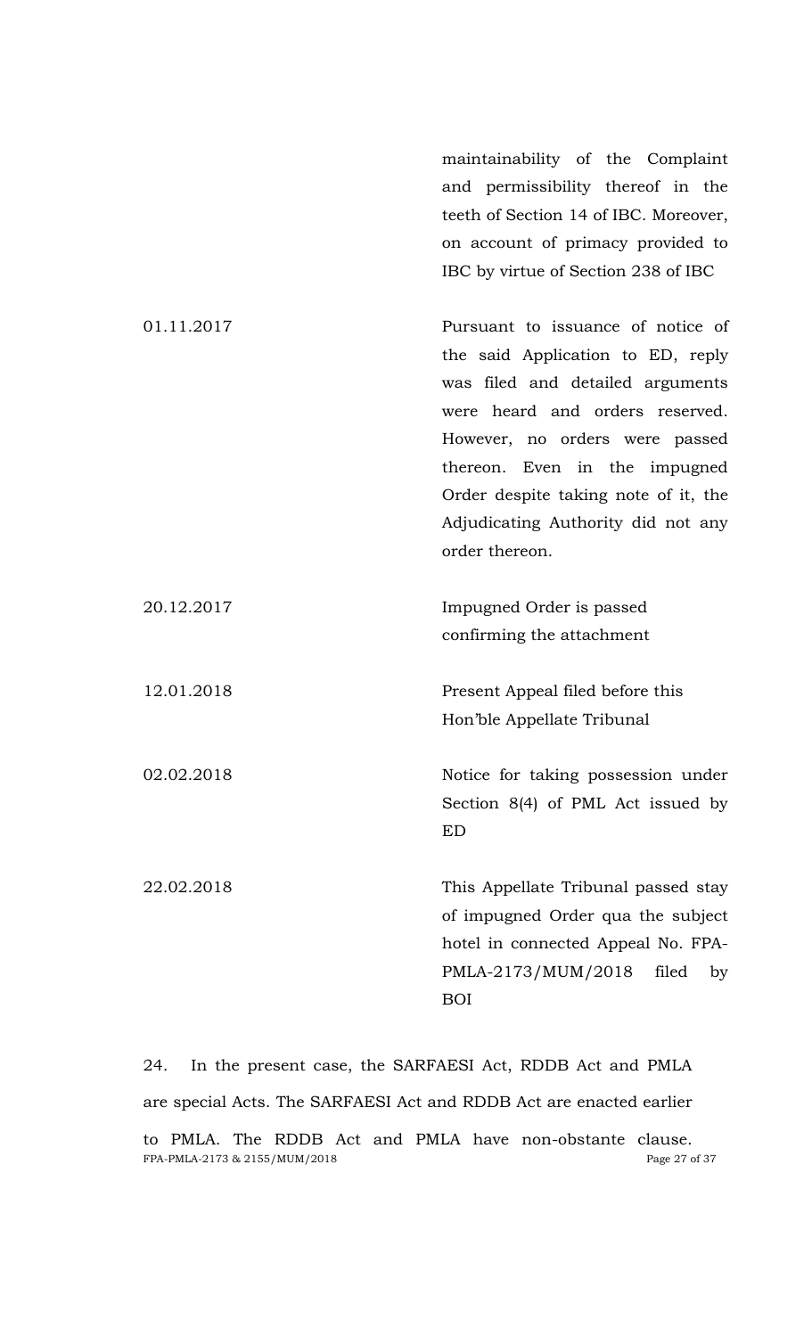| | |
|---|---|
| | maintainability of the Complaint and permissibility thereof in the teeth of Section 14 of IBC. Moreover, on account of primacy provided to IBC by virtue of Section 238 of IBC |
| 01.11.2017 | Pursuant to issuance of notice of the said Application to ED, reply was filed and detailed arguments were heard and orders reserved. However, no orders were passed thereon. Even in the impugned Order despite taking note of it, the Adjudicating Authority did not any order thereon. |
| 20.12.2017 | Impugned Order is passed confirming the attachment |
| 12.01.2018 | Present Appeal filed before this Hon'ble Appellate Tribunal |
| 02.02.2018 | Notice for taking possession under Section 8(4) of PML Act issued by ED |
| 22.02.2018 | This Appellate Tribunal passed stay of impugned Order qua the subject hotel in connected Appeal No. FPA-PMLA-2173/MUM/2018 filed by BOI |

24. In the present case, the SARFAESI Act, RDDB Act and PMLA are special Acts. The SARFAESI Act and RDDB Act are enacted earlier to PMLA. The RDDB Act and PMLA have non-obstante clause.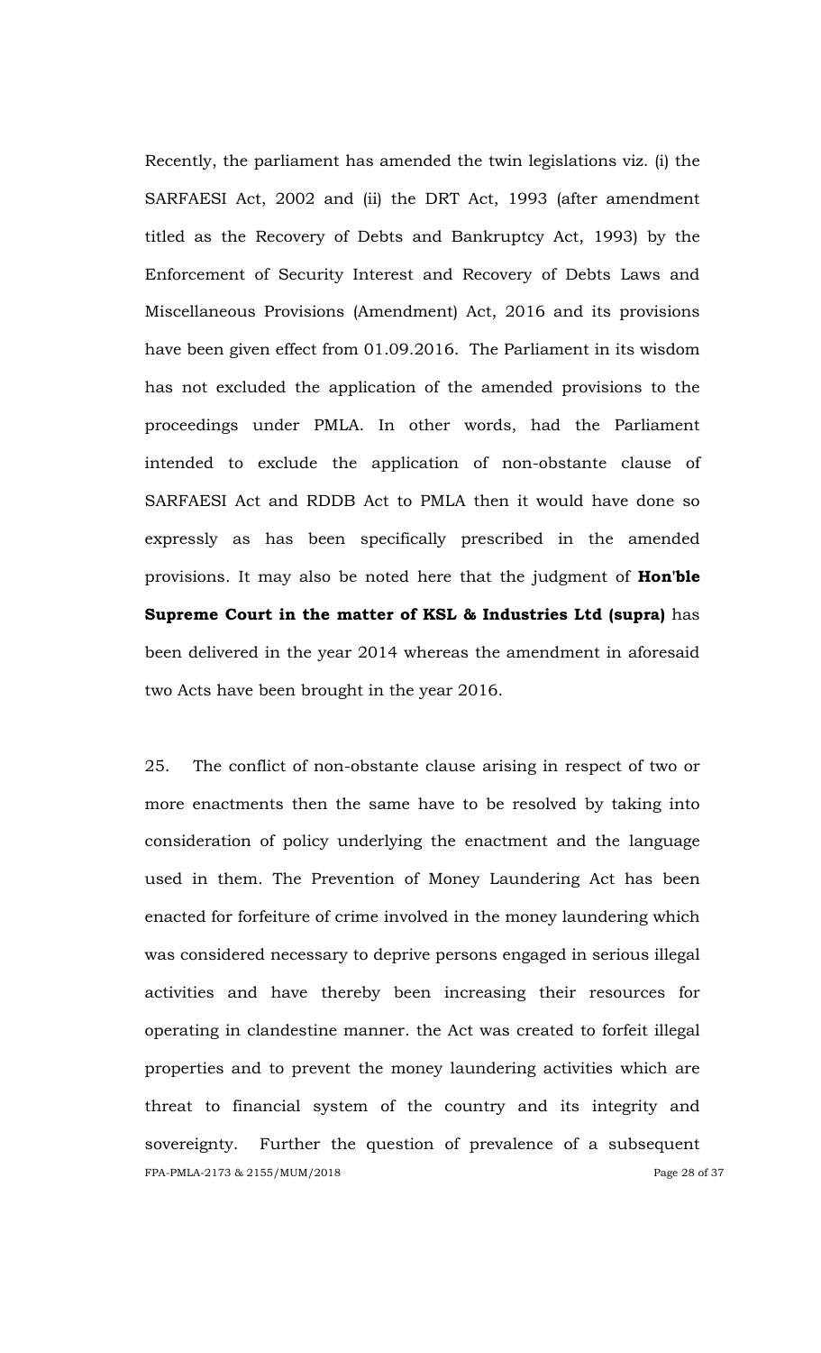Recently, the parliament has amended the twin legislations viz. (i) the SARFAESI Act, 2002 and (ii) the DRT Act, 1993 (after amendment titled as the Recovery of Debts and Bankruptcy Act, 1993) by the Enforcement of Security Interest and Recovery of Debts Laws and Miscellaneous Provisions (Amendment) Act, 2016 and its provisions have been given effect from 01.09.2016. The Parliament in its wisdom has not excluded the application of the amended provisions to the proceedings under PMLA. In other words, had the Parliament intended to exclude the application of non-obstante clause of SARFAESI Act and RDDB Act to PMLA then it would have done so expressly as has been specifically prescribed in the amended provisions. It may also be noted here that the judgment of **Hon'ble Supreme Court in the matter of KSL & Industries Ltd (supra)** has been delivered in the year 2014 whereas the amendment in aforesaid two Acts have been brought in the year 2016.

25. The conflict of non-obstante clause arising in respect of two or more enactments then the same have to be resolved by taking into consideration of policy underlying the enactment and the language used in them. The Prevention of Money Laundering Act has been enacted for forfeiture of crime involved in the money laundering which was considered necessary to deprive persons engaged in serious illegal activities and have thereby been increasing their resources for operating in clandestine manner. the Act was created to forfeit illegal properties and to prevent the money laundering activities which are threat to financial system of the country and its integrity and sovereignty. Further the question of prevalence of a subsequent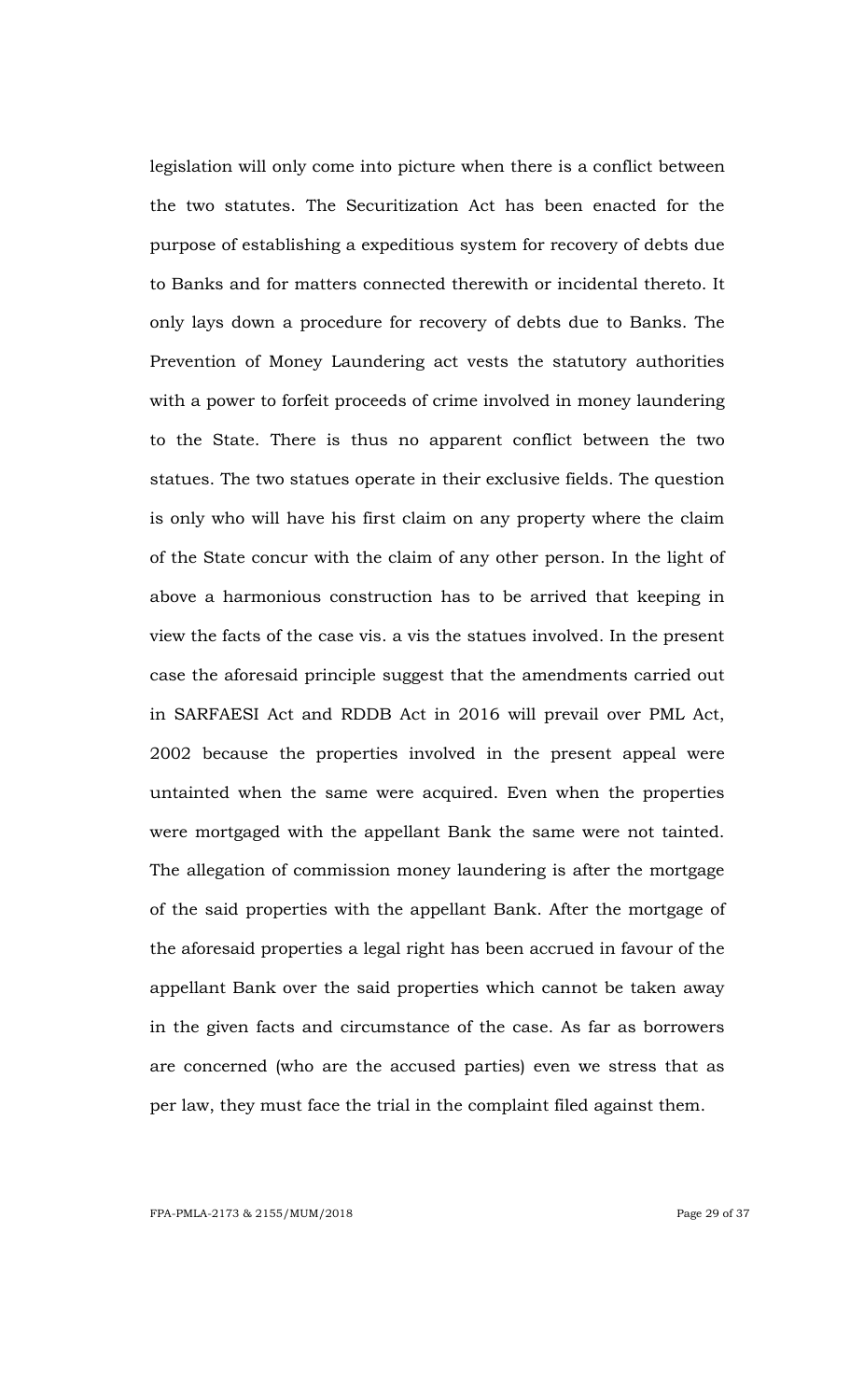legislation will only come into picture when there is a conflict between the two statutes. The Securitization Act has been enacted for the purpose of establishing a expeditious system for recovery of debts due to Banks and for matters connected therewith or incidental thereto. It only lays down a procedure for recovery of debts due to Banks. The Prevention of Money Laundering act vests the statutory authorities with a power to forfeit proceeds of crime involved in money laundering to the State. There is thus no apparent conflict between the two statues. The two statues operate in their exclusive fields. The question is only who will have his first claim on any property where the claim of the State concur with the claim of any other person. In the light of above a harmonious construction has to be arrived that keeping in view the facts of the case vis. a vis the statues involved. In the present case the aforesaid principle suggest that the amendments carried out in SARFAESI Act and RDDB Act in 2016 will prevail over PML Act, 2002 because the properties involved in the present appeal were untainted when the same were acquired. Even when the properties were mortgaged with the appellant Bank the same were not tainted. The allegation of commission money laundering is after the mortgage of the said properties with the appellant Bank. After the mortgage of the aforesaid properties a legal right has been accrued in favour of the appellant Bank over the said properties which cannot be taken away in the given facts and circumstance of the case. As far as borrowers are concerned (who are the accused parties) even we stress that as per law, they must face the trial in the complaint filed against them.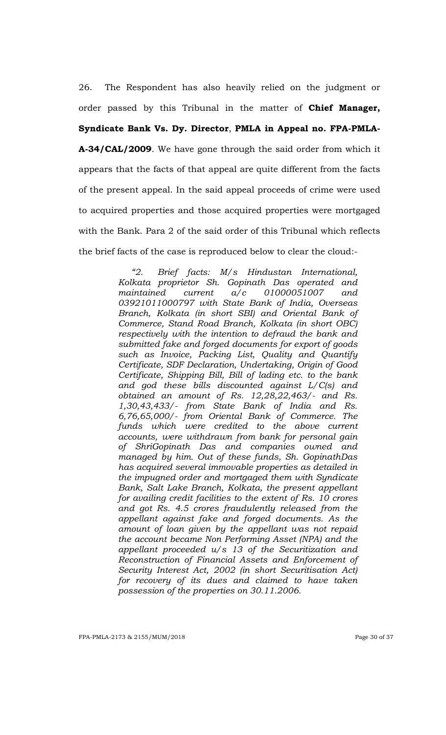26. The Respondent has also heavily relied on the judgment or order passed by this Tribunal in the matter of **Chief Manager, Syndicate Bank Vs. Dy. Director**, **PMLA in Appeal no. FPA-PMLA-A-34/CAL/2009**. We have gone through the said order from which it appears that the facts of that appeal are quite different from the facts of the present appeal. In the said appeal proceeds of crime were used to acquired properties and those acquired properties were mortgaged with the Bank. Para 2 of the said order of this Tribunal which reflects the brief facts of the case is reproduced below to clear the cloud:-

> *"2. Brief facts: M/s Hindustan International, Kolkata proprietor Sh. Gopinath Das operated and maintained current a/c 01000051007 and 03921011000797 with State Bank of India, Overseas Branch, Kolkata (in short SBI) and Oriental Bank of Commerce, Stand Road Branch, Kolkata (in short OBC) respectively with the intention to defraud the bank and submitted fake and forged documents for export of goods such as Invoice, Packing List, Quality and Quantify Certificate, SDF Declaration, Undertaking, Origin of Good Certificate, Shipping Bill, Bill of lading etc. to the bank and god these bills discounted against L/C(s) and obtained an amount of Rs. 12,28,22,463/- and Rs. 1,30,43,433/- from State Bank of India and Rs. 6,76,65,000/- from Oriental Bank of Commerce. The funds which were credited to the above current accounts, were withdrawn from bank for personal gain of ShriGopinath Das and companies owned and managed by him. Out of these funds, Sh. GopinathDas has acquired several immovable properties as detailed in the impugned order and mortgaged them with Syndicate Bank, Salt Lake Branch, Kolkata, the present appellant for availing credit facilities to the extent of Rs. 10 crores and got Rs. 4.5 crores fraudulently released from the appellant against fake and forged documents. As the amount of loan given by the appellant was not repaid the account became Non Performing Asset (NPA) and the appellant proceeded u/s 13 of the Securitization and Reconstruction of Financial Assets and Enforcement of Security Interest Act, 2002 (in short Securitisation Act) for recovery of its dues and claimed to have taken possession of the properties on 30.11.2006.*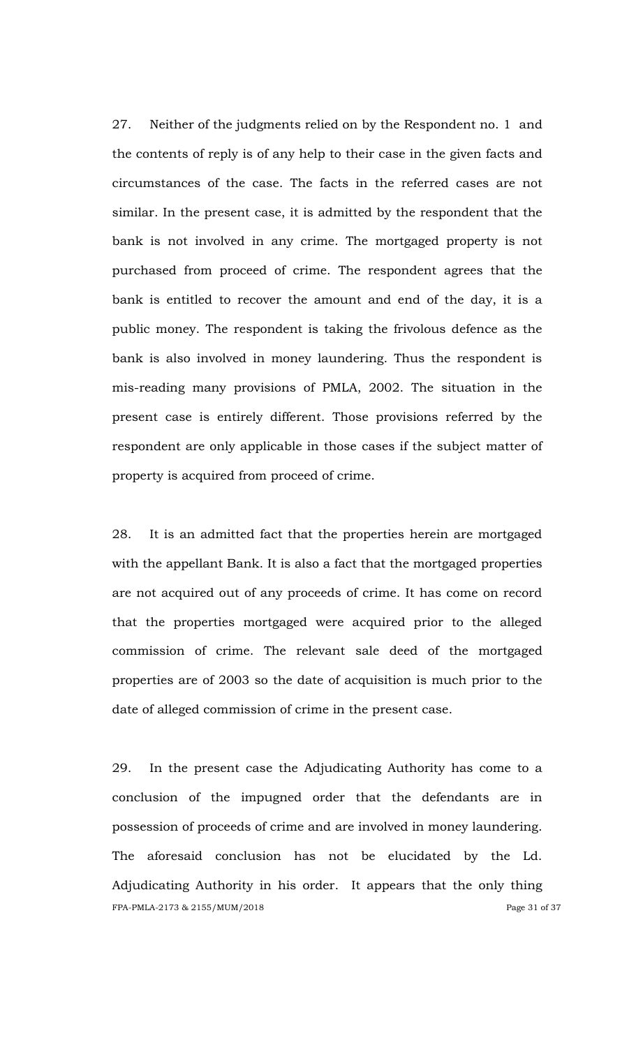27. Neither of the judgments relied on by the Respondent no. 1 and the contents of reply is of any help to their case in the given facts and circumstances of the case. The facts in the referred cases are not similar. In the present case, it is admitted by the respondent that the bank is not involved in any crime. The mortgaged property is not purchased from proceed of crime. The respondent agrees that the bank is entitled to recover the amount and end of the day, it is a public money. The respondent is taking the frivolous defence as the bank is also involved in money laundering. Thus the respondent is mis-reading many provisions of PMLA, 2002. The situation in the present case is entirely different. Those provisions referred by the respondent are only applicable in those cases if the subject matter of property is acquired from proceed of crime.

28. It is an admitted fact that the properties herein are mortgaged with the appellant Bank. It is also a fact that the mortgaged properties are not acquired out of any proceeds of crime. It has come on record that the properties mortgaged were acquired prior to the alleged commission of crime. The relevant sale deed of the mortgaged properties are of 2003 so the date of acquisition is much prior to the date of alleged commission of crime in the present case.

29. In the present case the Adjudicating Authority has come to a conclusion of the impugned order that the defendants are in possession of proceeds of crime and are involved in money laundering. The aforesaid conclusion has not be elucidated by the Ld. Adjudicating Authority in his order. It appears that the only thing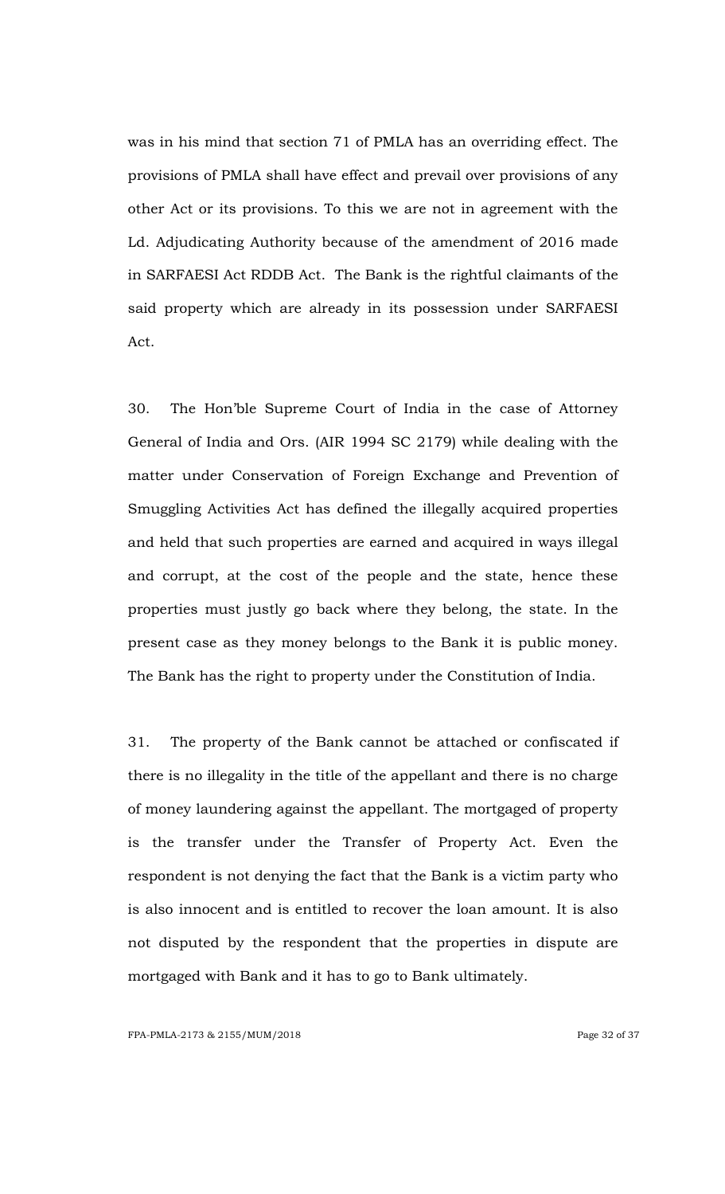was in his mind that section 71 of PMLA has an overriding effect. The provisions of PMLA shall have effect and prevail over provisions of any other Act or its provisions. To this we are not in agreement with the Ld. Adjudicating Authority because of the amendment of 2016 made in SARFAESI Act RDDB Act. The Bank is the rightful claimants of the said property which are already in its possession under SARFAESI Act.

30. The Hon'ble Supreme Court of India in the case of Attorney General of India and Ors. (AIR 1994 SC 2179) while dealing with the matter under Conservation of Foreign Exchange and Prevention of Smuggling Activities Act has defined the illegally acquired properties and held that such properties are earned and acquired in ways illegal and corrupt, at the cost of the people and the state, hence these properties must justly go back where they belong, the state. In the present case as they money belongs to the Bank it is public money. The Bank has the right to property under the Constitution of India.

31. The property of the Bank cannot be attached or confiscated if there is no illegality in the title of the appellant and there is no charge of money laundering against the appellant. The mortgaged of property is the transfer under the Transfer of Property Act. Even the respondent is not denying the fact that the Bank is a victim party who is also innocent and is entitled to recover the loan amount. It is also not disputed by the respondent that the properties in dispute are mortgaged with Bank and it has to go to Bank ultimately.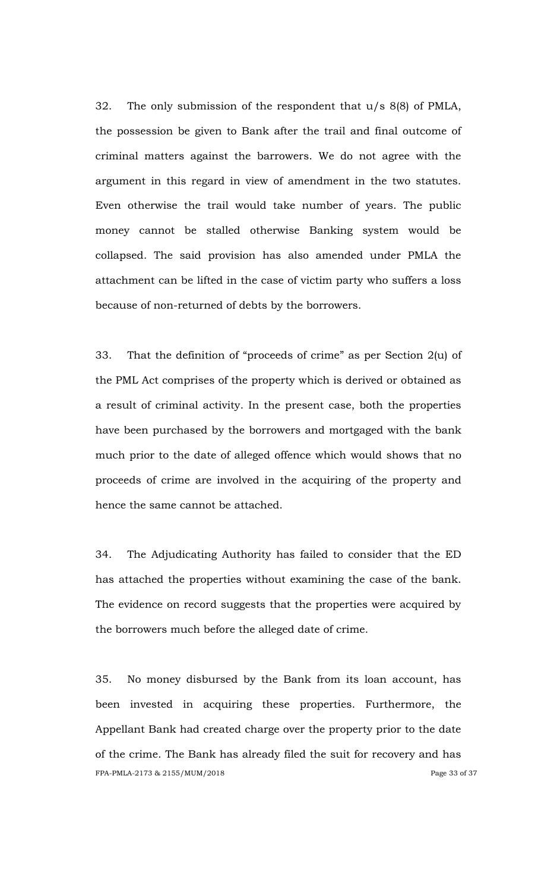32. The only submission of the respondent that u/s 8(8) of PMLA, the possession be given to Bank after the trail and final outcome of criminal matters against the barrowers. We do not agree with the argument in this regard in view of amendment in the two statutes. Even otherwise the trail would take number of years. The public money cannot be stalled otherwise Banking system would be collapsed. The said provision has also amended under PMLA the attachment can be lifted in the case of victim party who suffers a loss because of non-returned of debts by the borrowers.

33. That the definition of "proceeds of crime" as per Section 2(u) of the PML Act comprises of the property which is derived or obtained as a result of criminal activity. In the present case, both the properties have been purchased by the borrowers and mortgaged with the bank much prior to the date of alleged offence which would shows that no proceeds of crime are involved in the acquiring of the property and hence the same cannot be attached.

34. The Adjudicating Authority has failed to consider that the ED has attached the properties without examining the case of the bank. The evidence on record suggests that the properties were acquired by the borrowers much before the alleged date of crime.

35. No money disbursed by the Bank from its loan account, has been invested in acquiring these properties. Furthermore, the Appellant Bank had created charge over the property prior to the date of the crime. The Bank has already filed the suit for recovery and has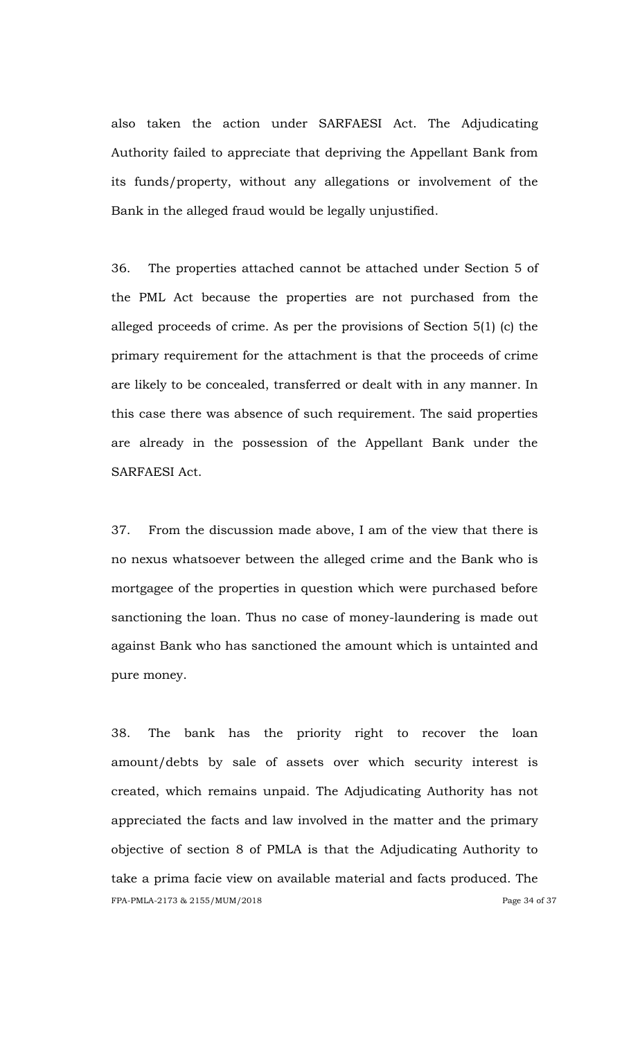also taken the action under SARFAESI Act. The Adjudicating Authority failed to appreciate that depriving the Appellant Bank from its funds/property, without any allegations or involvement of the Bank in the alleged fraud would be legally unjustified.

36. The properties attached cannot be attached under Section 5 of the PML Act because the properties are not purchased from the alleged proceeds of crime. As per the provisions of Section 5(1) (c) the primary requirement for the attachment is that the proceeds of crime are likely to be concealed, transferred or dealt with in any manner. In this case there was absence of such requirement. The said properties are already in the possession of the Appellant Bank under the SARFAESI Act.

37. From the discussion made above, I am of the view that there is no nexus whatsoever between the alleged crime and the Bank who is mortgagee of the properties in question which were purchased before sanctioning the loan. Thus no case of money-laundering is made out against Bank who has sanctioned the amount which is untainted and pure money.

38. The bank has the priority right to recover the loan amount/debts by sale of assets over which security interest is created, which remains unpaid. The Adjudicating Authority has not appreciated the facts and law involved in the matter and the primary objective of section 8 of PMLA is that the Adjudicating Authority to take a prima facie view on available material and facts produced. The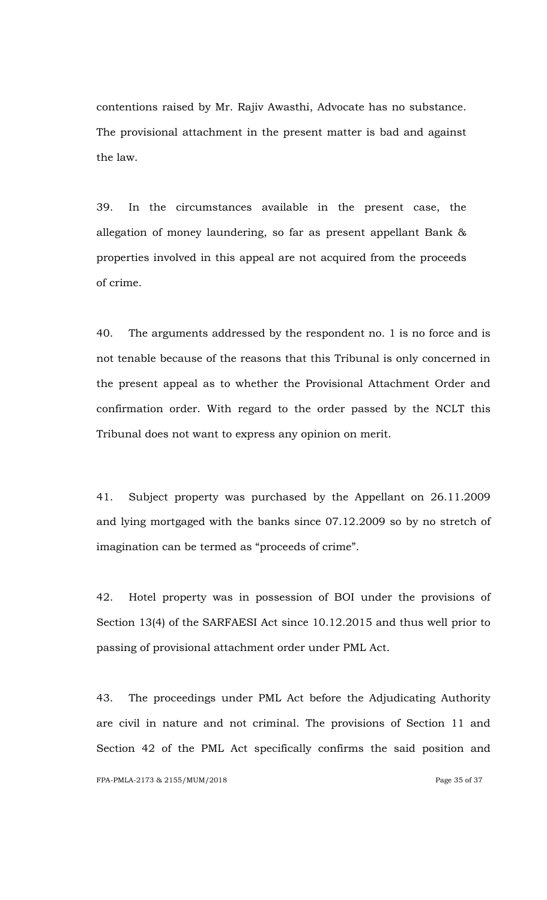contentions raised by Mr. Rajiv Awasthi, Advocate has no substance. The provisional attachment in the present matter is bad and against the law.

39. In the circumstances available in the present case, the allegation of money laundering, so far as present appellant Bank & properties involved in this appeal are not acquired from the proceeds of crime.

40. The arguments addressed by the respondent no. 1 is no force and is not tenable because of the reasons that this Tribunal is only concerned in the present appeal as to whether the Provisional Attachment Order and confirmation order. With regard to the order passed by the NCLT this Tribunal does not want to express any opinion on merit.

41. Subject property was purchased by the Appellant on 26.11.2009 and lying mortgaged with the banks since 07.12.2009 so by no stretch of imagination can be termed as "proceeds of crime".

42. Hotel property was in possession of BOI under the provisions of Section 13(4) of the SARFAESI Act since 10.12.2015 and thus well prior to passing of provisional attachment order under PML Act.

43. The proceedings under PML Act before the Adjudicating Authority are civil in nature and not criminal. The provisions of Section 11 and Section 42 of the PML Act specifically confirms the said position and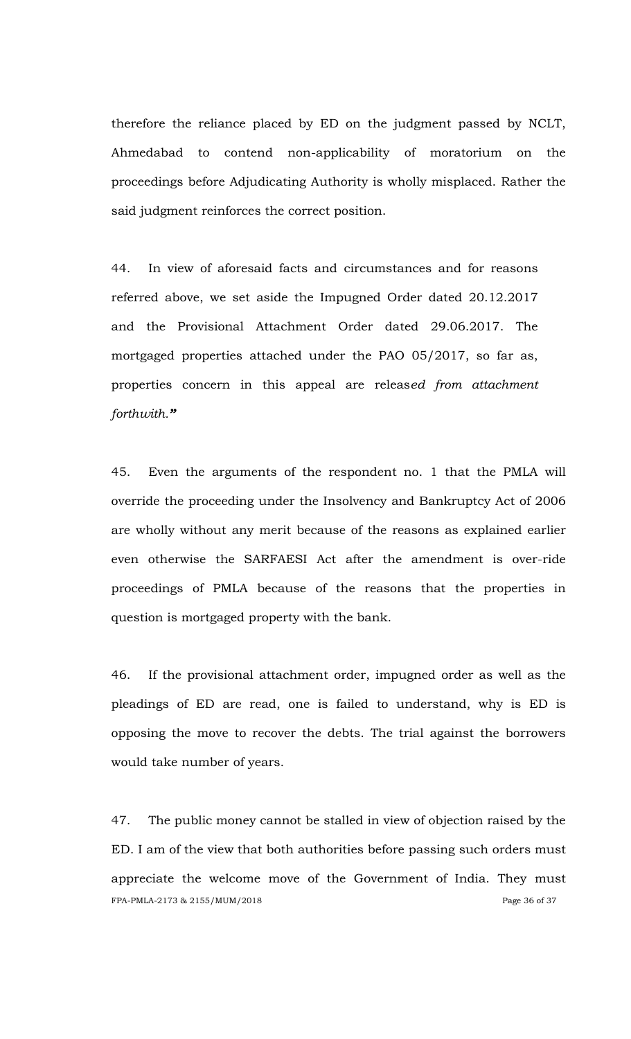therefore the reliance placed by ED on the judgment passed by NCLT, Ahmedabad to contend non-applicability of moratorium on the proceedings before Adjudicating Authority is wholly misplaced. Rather the said judgment reinforces the correct position.

44. In view of aforesaid facts and circumstances and for reasons referred above, we set aside the Impugned Order dated 20.12.2017 and the Provisional Attachment Order dated 29.06.2017. The mortgaged properties attached under the PAO 05/2017, so far as, properties concern in this appeal are releas*ed from attachment forthwith.***"**

45. Even the arguments of the respondent no. 1 that the PMLA will override the proceeding under the Insolvency and Bankruptcy Act of 2006 are wholly without any merit because of the reasons as explained earlier even otherwise the SARFAESI Act after the amendment is over-ride proceedings of PMLA because of the reasons that the properties in question is mortgaged property with the bank.

46. If the provisional attachment order, impugned order as well as the pleadings of ED are read, one is failed to understand, why is ED is opposing the move to recover the debts. The trial against the borrowers would take number of years.

47. The public money cannot be stalled in view of objection raised by the ED. I am of the view that both authorities before passing such orders must appreciate the welcome move of the Government of India. They must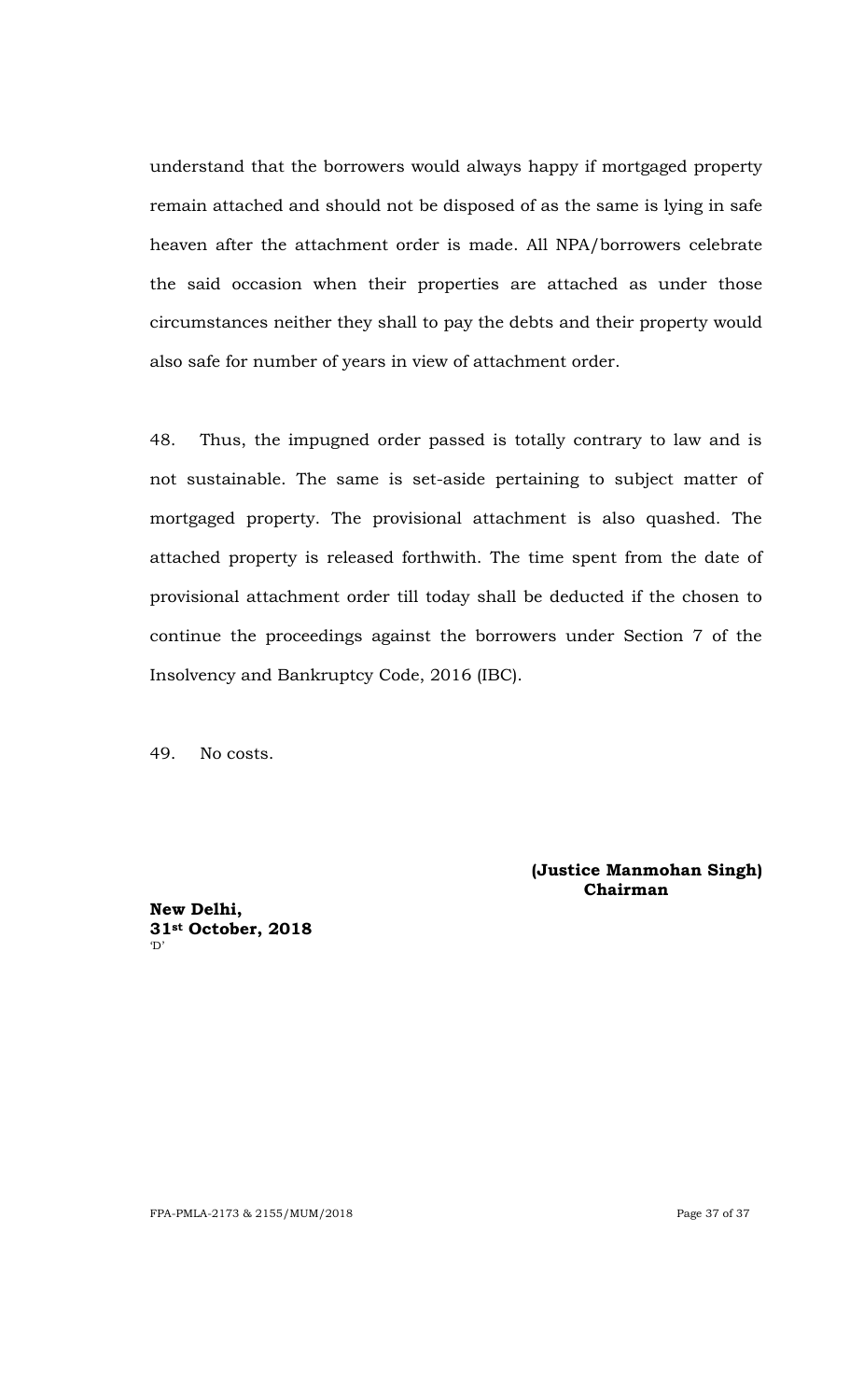understand that the borrowers would always happy if mortgaged property remain attached and should not be disposed of as the same is lying in safe heaven after the attachment order is made. All NPA/borrowers celebrate the said occasion when their properties are attached as under those circumstances neither they shall to pay the debts and their property would also safe for number of years in view of attachment order.

48. Thus, the impugned order passed is totally contrary to law and is not sustainable. The same is set-aside pertaining to subject matter of mortgaged property. The provisional attachment is also quashed. The attached property is released forthwith. The time spent from the date of provisional attachment order till today shall be deducted if the chosen to continue the proceedings against the borrowers under Section 7 of the Insolvency and Bankruptcy Code, 2016 (IBC).

49. No costs.

**(Justice Manmohan Singh)**
**Chairman**

**New Delhi,**
**31st October, 2018**
'D'